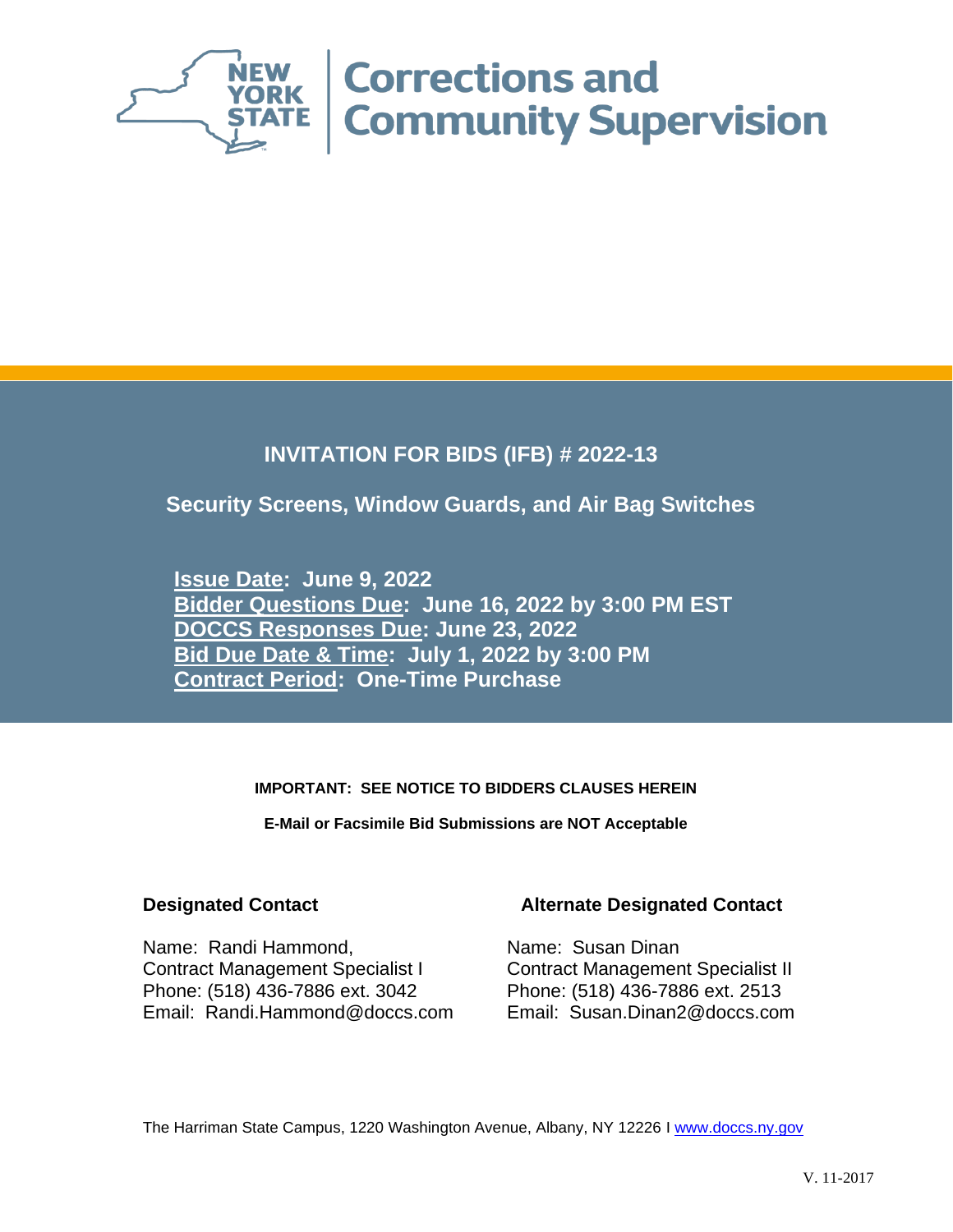NEW YORK STATE | Corrections and Community Supervision

# INVITATION FOR BIDS (IFB) # 2022-13

## Security Screens, Window Guards, and Air Bag Switches

**Issue Date: June 9, 2022**
**Bidder Questions Due: June 16, 2022 by 3:00 PM EST**
**DOCCS Responses Due: June 23, 2022**
**Bid Due Date & Time: July 1, 2022 by 3:00 PM**
**Contract Period: One-Time Purchase**

**IMPORTANT: SEE NOTICE TO BIDDERS CLAUSES HEREIN**

**E-Mail or Facsimile Bid Submissions are NOT Acceptable**

**Designated Contact**

Name: Randi Hammond,
Contract Management Specialist I
Phone: (518) 436-7886 ext. 3042
Email: Randi.Hammond@doccs.com

**Alternate Designated Contact**

Name: Susan Dinan
Contract Management Specialist II
Phone: (518) 436-7886 ext. 2513
Email: Susan.Dinan2@doccs.com

The Harriman State Campus, 1220 Washington Avenue, Albany, NY 12226 I www.doccs.ny.gov

V. 11-2017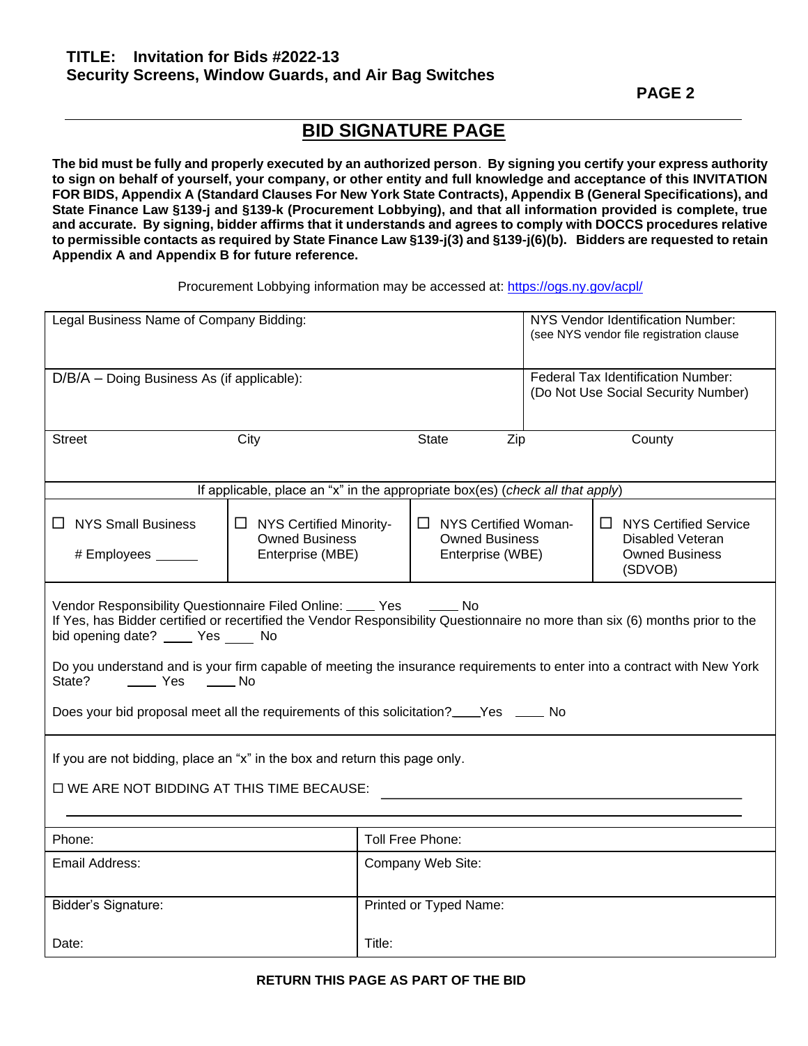**TITLE: Invitation for Bids #2022-13**
**Security Screens, Window Guards, and Air Bag Switches**

## BID SIGNATURE PAGE

**The bid must be fully and properly executed by an authorized person. By signing you certify your express authority to sign on behalf of yourself, your company, or other entity and full knowledge and acceptance of this INVITATION FOR BIDS, Appendix A (Standard Clauses For New York State Contracts), Appendix B (General Specifications), and State Finance Law §139-j and §139-k (Procurement Lobbying), and that all information provided is complete, true and accurate. By signing, bidder affirms that it understands and agrees to comply with DOCCS procedures relative to permissible contacts as required by State Finance Law §139-j(3) and §139-j(6)(b). Bidders are requested to retain Appendix A and Appendix B for future reference.**

Procurement Lobbying information may be accessed at: https://ogs.ny.gov/acpl/

| Legal Business Name of Company Bidding: | | | NYS Vendor Identification Number: (see NYS vendor file registration clause |
|---|---|---|---|
| D/B/A – Doing Business As (if applicable): | | | Federal Tax Identification Number: (Do Not Use Social Security Number) |
| Street | City | State Zip | County |

If applicable, place an "x" in the appropriate box(es) (*check all that apply*)

| ☐ NYS Small Business # Employees ______ | ☐ NYS Certified Minority-Owned Business Enterprise (MBE) | ☐ NYS Certified Woman-Owned Business Enterprise (WBE) | ☐ NYS Certified Service Disabled Veteran Owned Business (SDVOB) |
|---|---|---|---|

Vendor Responsibility Questionnaire Filed Online: ____ Yes ____ No
If Yes, has Bidder certified or recertified the Vendor Responsibility Questionnaire no more than six (6) months prior to the bid opening date? ____ Yes ____ No

Do you understand and is your firm capable of meeting the insurance requirements to enter into a contract with New York State? ____ Yes ____ No

Does your bid proposal meet all the requirements of this solicitation?____Yes ____ No

If you are not bidding, place an "x" in the box and return this page only.

☐ WE ARE NOT BIDDING AT THIS TIME BECAUSE: ______________________________________________

______________________________________________________________________

| Phone: | Toll Free Phone: |
|---|---|
| Email Address: | Company Web Site: |
| Bidder's Signature: | Printed or Typed Name: |
| Date: | Title: |

**RETURN THIS PAGE AS PART OF THE BID**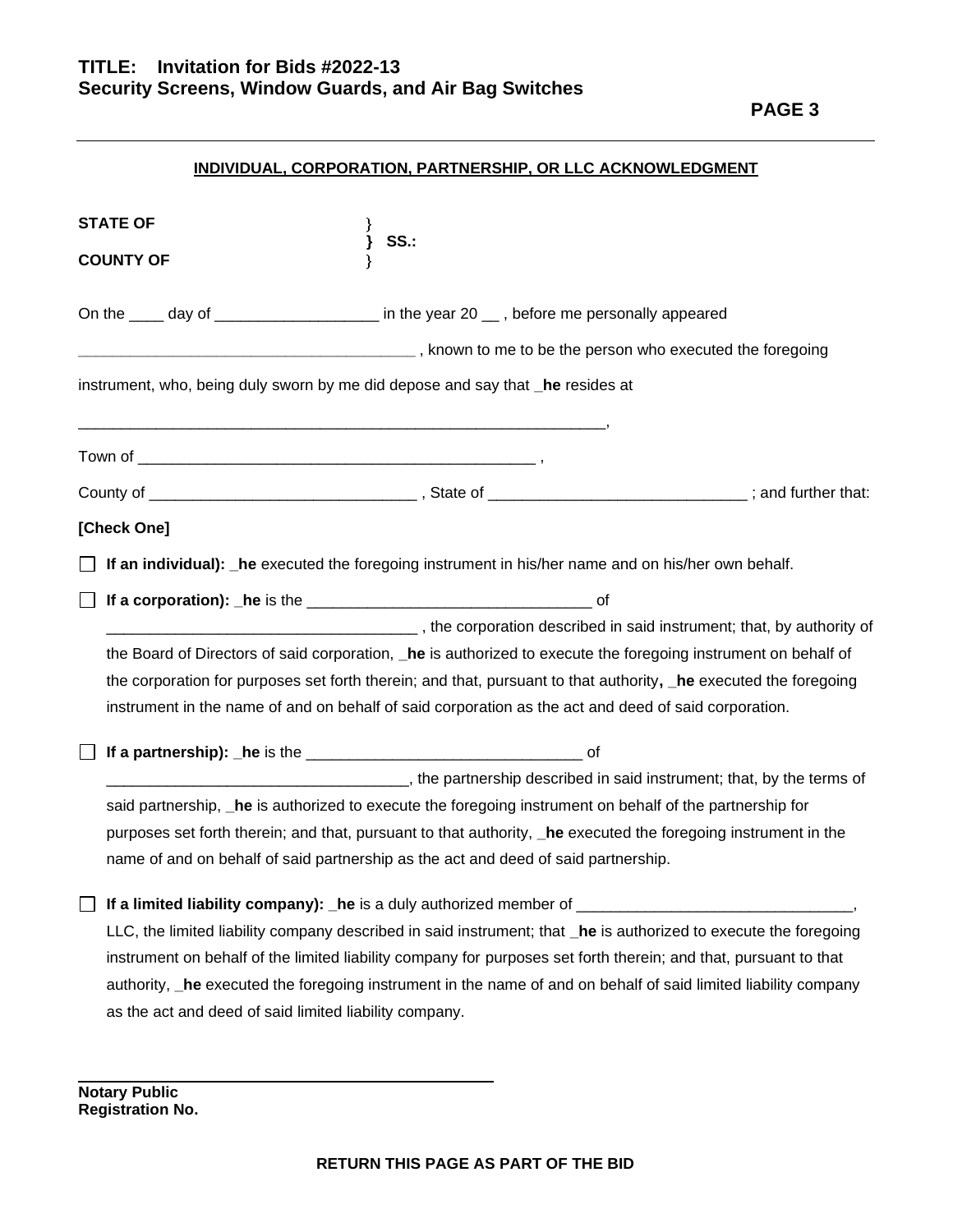**TITLE: Invitation for Bids #2022-13**
**Security Screens, Window Guards, and Air Bag Switches**

## INDIVIDUAL, CORPORATION, PARTNERSHIP, OR LLC ACKNOWLEDGMENT

**STATE OF** }
} **SS.:**
**COUNTY OF** }

On the ____ day of ___________________ in the year 20 __ , before me personally appeared

_______________________________________ , known to me to be the person who executed the foregoing instrument, who, being duly sworn by me did depose and say that _**he** resides at

_______________________________________________________________,

Town of _______________________________________________ ,

County of ______________________________ , State of _____________________________ ; and further that:

**[Check One]**

☐ **If an individual):** _**he** executed the foregoing instrument in his/her name and on his/her own behalf.

☐ **If a corporation):** _**he** is the _________________________________ of ___________________________________ , the corporation described in said instrument; that, by authority of the Board of Directors of said corporation, _**he** is authorized to execute the foregoing instrument on behalf of the corporation for purposes set forth therein; and that, pursuant to that authority**,** _**he** executed the foregoing instrument in the name of and on behalf of said corporation as the act and deed of said corporation.

☐ **If a partnership):** _**he** is the _______________________________ of ___________________________________, the partnership described in said instrument; that, by the terms of said partnership, _**he** is authorized to execute the foregoing instrument on behalf of the partnership for purposes set forth therein; and that, pursuant to that authority, _**he** executed the foregoing instrument in the name of and on behalf of said partnership as the act and deed of said partnership.

☐ **If a limited liability company):** _**he** is a duly authorized member of ________________________________, LLC, the limited liability company described in said instrument; that _**he** is authorized to execute the foregoing instrument on behalf of the limited liability company for purposes set forth therein; and that, pursuant to that authority, _**he** executed the foregoing instrument in the name of and on behalf of said limited liability company as the act and deed of said limited liability company.

_______________________________________________
**Notary Public**
**Registration No.**

**RETURN THIS PAGE AS PART OF THE BID**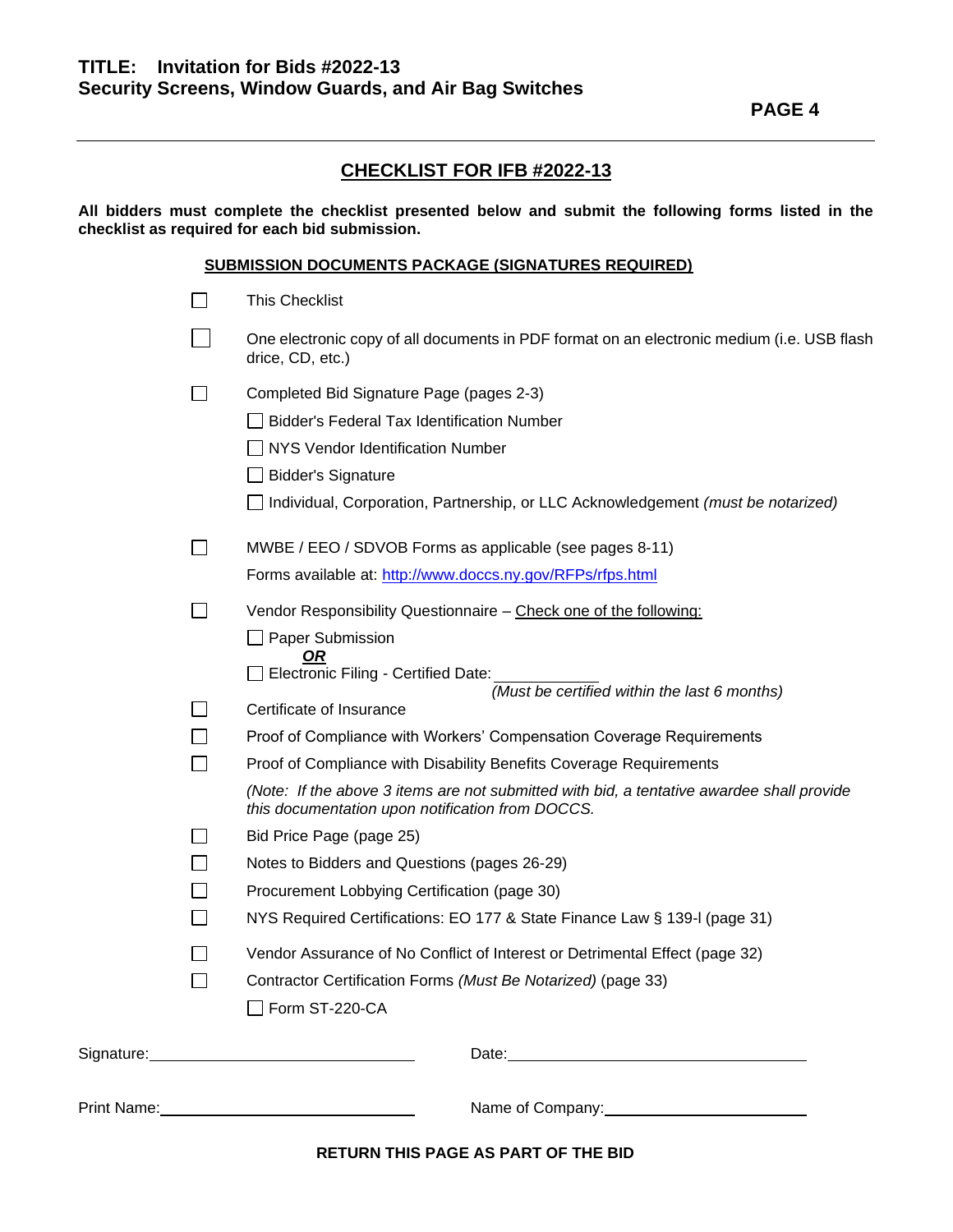## CHECKLIST FOR IFB #2022-13

**All bidders must complete the checklist presented below and submit the following forms listed in the checklist as required for each bid submission.**

### SUBMISSION DOCUMENTS PACKAGE (SIGNATURES REQUIRED)

- ☐ This Checklist
- ☐ One electronic copy of all documents in PDF format on an electronic medium (i.e. USB flash drice, CD, etc.)
- ☐ Completed Bid Signature Page (pages 2-3)
  - ☐ Bidder's Federal Tax Identification Number
  - ☐ NYS Vendor Identification Number
  - ☐ Bidder's Signature
  - ☐ Individual, Corporation, Partnership, or LLC Acknowledgement *(must be notarized)*
- ☐ MWBE / EEO / SDVOB Forms as applicable (see pages 8-11)
  Forms available at: [http://www.doccs.ny.gov/RFPs/rfps.html](http://www.doccs.ny.gov/RFPs/rfps.html)
- ☐ Vendor Responsibility Questionnaire – Check one of the following:
  - ☐ Paper Submission
    ***OR***
  - ☐ Electronic Filing - Certified Date: ____________ *(Must be certified within the last 6 months)*
- ☐ Certificate of Insurance
- ☐ Proof of Compliance with Workers' Compensation Coverage Requirements
- ☐ Proof of Compliance with Disability Benefits Coverage Requirements
  *(Note: If the above 3 items are not submitted with bid, a tentative awardee shall provide this documentation upon notification from DOCCS.*
- ☐ Bid Price Page (page 25)
- ☐ Notes to Bidders and Questions (pages 26-29)
- ☐ Procurement Lobbying Certification (page 30)
- ☐ NYS Required Certifications: EO 177 & State Finance Law § 139-l (page 31)
- ☐ Vendor Assurance of No Conflict of Interest or Detrimental Effect (page 32)
- ☐ Contractor Certification Forms *(Must Be Notarized)* (page 33)
  - ☐ Form ST-220-CA

Signature: ______________________________ Date: ______________________________

Print Name: ______________________________ Name of Company: ______________________________

**RETURN THIS PAGE AS PART OF THE BID**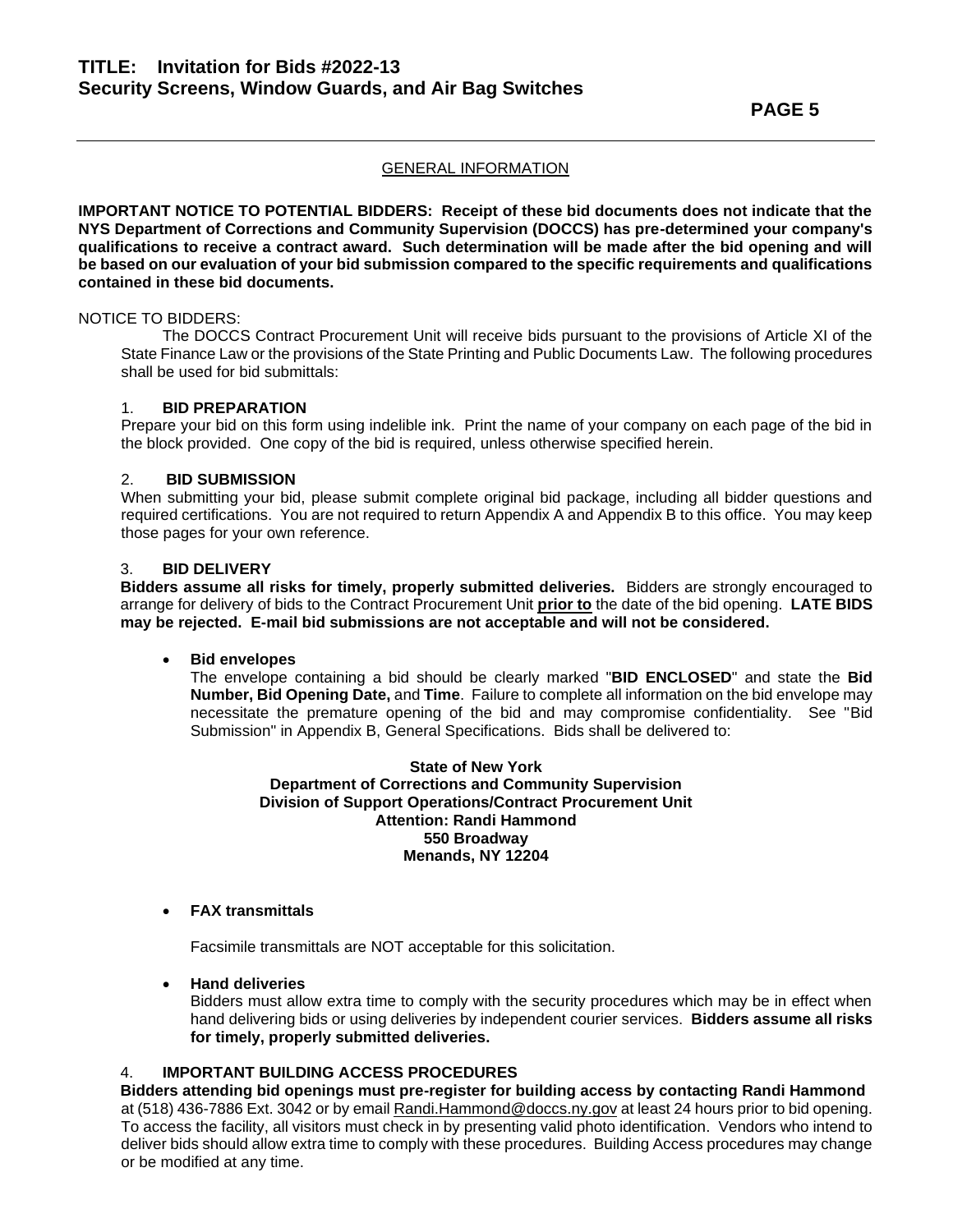## GENERAL INFORMATION

**IMPORTANT NOTICE TO POTENTIAL BIDDERS: Receipt of these bid documents does not indicate that the NYS Department of Corrections and Community Supervision (DOCCS) has pre-determined your company's qualifications to receive a contract award. Such determination will be made after the bid opening and will be based on our evaluation of your bid submission compared to the specific requirements and qualifications contained in these bid documents.**

NOTICE TO BIDDERS:

The DOCCS Contract Procurement Unit will receive bids pursuant to the provisions of Article XI of the State Finance Law or the provisions of the State Printing and Public Documents Law. The following procedures shall be used for bid submittals:

### 1. BID PREPARATION

Prepare your bid on this form using indelible ink. Print the name of your company on each page of the bid in the block provided. One copy of the bid is required, unless otherwise specified herein.

### 2. BID SUBMISSION

When submitting your bid, please submit complete original bid package, including all bidder questions and required certifications. You are not required to return Appendix A and Appendix B to this office. You may keep those pages for your own reference.

### 3. BID DELIVERY

**Bidders assume all risks for timely, properly submitted deliveries.** Bidders are strongly encouraged to arrange for delivery of bids to the Contract Procurement Unit **prior to** the date of the bid opening. **LATE BIDS may be rejected. E-mail bid submissions are not acceptable and will not be considered.**

- **Bid envelopes**

  The envelope containing a bid should be clearly marked "**BID ENCLOSED**" and state the **Bid Number, Bid Opening Date,** and **Time**. Failure to complete all information on the bid envelope may necessitate the premature opening of the bid and may compromise confidentiality. See "Bid Submission" in Appendix B, General Specifications. Bids shall be delivered to:

  **State of New York**
  **Department of Corrections and Community Supervision**
  **Division of Support Operations/Contract Procurement Unit**
  **Attention: Randi Hammond**
  **550 Broadway**
  **Menands, NY 12204**

- **FAX transmittals**

  Facsimile transmittals are NOT acceptable for this solicitation.

- **Hand deliveries**

  Bidders must allow extra time to comply with the security procedures which may be in effect when hand delivering bids or using deliveries by independent courier services. **Bidders assume all risks for timely, properly submitted deliveries.**

### 4. IMPORTANT BUILDING ACCESS PROCEDURES

**Bidders attending bid openings must pre-register for building access by contacting Randi Hammond** at (518) 436-7886 Ext. 3042 or by email Randi.Hammond@doccs.ny.gov at least 24 hours prior to bid opening. To access the facility, all visitors must check in by presenting valid photo identification. Vendors who intend to deliver bids should allow extra time to comply with these procedures. Building Access procedures may change or be modified at any time.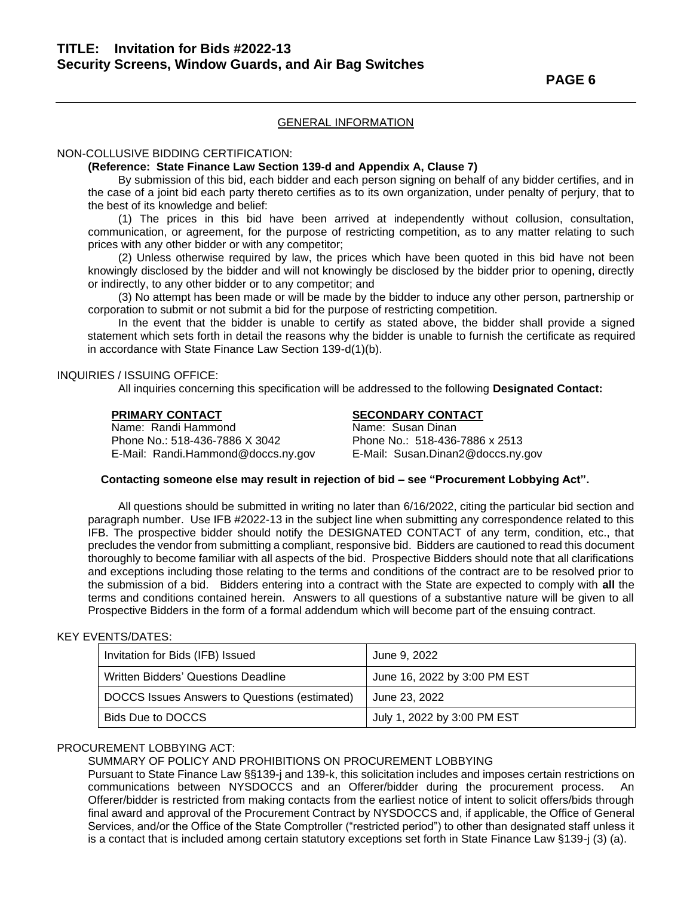## GENERAL INFORMATION

NON-COLLUSIVE BIDDING CERTIFICATION:

**(Reference: State Finance Law Section 139-d and Appendix A, Clause 7)**

By submission of this bid, each bidder and each person signing on behalf of any bidder certifies, and in the case of a joint bid each party thereto certifies as to its own organization, under penalty of perjury, that to the best of its knowledge and belief:

(1) The prices in this bid have been arrived at independently without collusion, consultation, communication, or agreement, for the purpose of restricting competition, as to any matter relating to such prices with any other bidder or with any competitor;

(2) Unless otherwise required by law, the prices which have been quoted in this bid have not been knowingly disclosed by the bidder and will not knowingly be disclosed by the bidder prior to opening, directly or indirectly, to any other bidder or to any competitor; and

(3) No attempt has been made or will be made by the bidder to induce any other person, partnership or corporation to submit or not submit a bid for the purpose of restricting competition.

In the event that the bidder is unable to certify as stated above, the bidder shall provide a signed statement which sets forth in detail the reasons why the bidder is unable to furnish the certificate as required in accordance with State Finance Law Section 139-d(1)(b).

INQUIRIES / ISSUING OFFICE:

All inquiries concerning this specification will be addressed to the following **Designated Contact:**

**PRIMARY CONTACT**
Name: Randi Hammond
Phone No.: 518-436-7886 X 3042
E-Mail: Randi.Hammond@doccs.ny.gov

**SECONDARY CONTACT**
Name: Susan Dinan
Phone No.: 518-436-7886 x 2513
E-Mail: Susan.Dinan2@doccs.ny.gov

**Contacting someone else may result in rejection of bid – see "Procurement Lobbying Act".**

All questions should be submitted in writing no later than 6/16/2022, citing the particular bid section and paragraph number. Use IFB #2022-13 in the subject line when submitting any correspondence related to this IFB. The prospective bidder should notify the DESIGNATED CONTACT of any term, condition, etc., that precludes the vendor from submitting a compliant, responsive bid. Bidders are cautioned to read this document thoroughly to become familiar with all aspects of the bid. Prospective Bidders should note that all clarifications and exceptions including those relating to the terms and conditions of the contract are to be resolved prior to the submission of a bid. Bidders entering into a contract with the State are expected to comply with **all** the terms and conditions contained herein. Answers to all questions of a substantive nature will be given to all Prospective Bidders in the form of a formal addendum which will become part of the ensuing contract.

KEY EVENTS/DATES:

| Event | Date |
|---|---|
| Invitation for Bids (IFB) Issued | June 9, 2022 |
| Written Bidders' Questions Deadline | June 16, 2022 by 3:00 PM EST |
| DOCCS Issues Answers to Questions (estimated) | June 23, 2022 |
| Bids Due to DOCCS | July 1, 2022 by 3:00 PM EST |

PROCUREMENT LOBBYING ACT:

SUMMARY OF POLICY AND PROHIBITIONS ON PROCUREMENT LOBBYING

Pursuant to State Finance Law §§139-j and 139-k, this solicitation includes and imposes certain restrictions on communications between NYSDOCCS and an Offerer/bidder during the procurement process. An Offerer/bidder is restricted from making contacts from the earliest notice of intent to solicit offers/bids through final award and approval of the Procurement Contract by NYSDOCCS and, if applicable, the Office of General Services, and/or the Office of the State Comptroller ("restricted period") to other than designated staff unless it is a contact that is included among certain statutory exceptions set forth in State Finance Law §139-j (3) (a).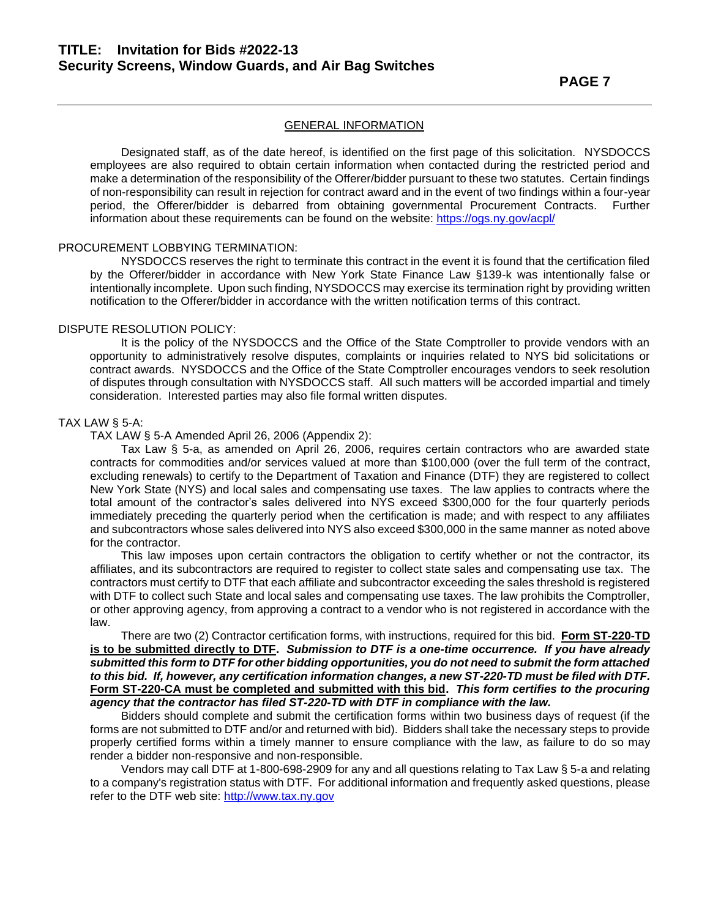## GENERAL INFORMATION

Designated staff, as of the date hereof, is identified on the first page of this solicitation. NYSDOCCS employees are also required to obtain certain information when contacted during the restricted period and make a determination of the responsibility of the Offerer/bidder pursuant to these two statutes. Certain findings of non-responsibility can result in rejection for contract award and in the event of two findings within a four-year period, the Offerer/bidder is debarred from obtaining governmental Procurement Contracts. Further information about these requirements can be found on the website: https://ogs.ny.gov/acpl/

### PROCUREMENT LOBBYING TERMINATION:

NYSDOCCS reserves the right to terminate this contract in the event it is found that the certification filed by the Offerer/bidder in accordance with New York State Finance Law §139-k was intentionally false or intentionally incomplete. Upon such finding, NYSDOCCS may exercise its termination right by providing written notification to the Offerer/bidder in accordance with the written notification terms of this contract.

### DISPUTE RESOLUTION POLICY:

It is the policy of the NYSDOCCS and the Office of the State Comptroller to provide vendors with an opportunity to administratively resolve disputes, complaints or inquiries related to NYS bid solicitations or contract awards. NYSDOCCS and the Office of the State Comptroller encourages vendors to seek resolution of disputes through consultation with NYSDOCCS staff. All such matters will be accorded impartial and timely consideration. Interested parties may also file formal written disputes.

### TAX LAW § 5-A:

TAX LAW § 5-A Amended April 26, 2006 (Appendix 2):

Tax Law § 5-a, as amended on April 26, 2006, requires certain contractors who are awarded state contracts for commodities and/or services valued at more than $100,000 (over the full term of the contract, excluding renewals) to certify to the Department of Taxation and Finance (DTF) they are registered to collect New York State (NYS) and local sales and compensating use taxes. The law applies to contracts where the total amount of the contractor's sales delivered into NYS exceed $300,000 for the four quarterly periods immediately preceding the quarterly period when the certification is made; and with respect to any affiliates and subcontractors whose sales delivered into NYS also exceed $300,000 in the same manner as noted above for the contractor.

This law imposes upon certain contractors the obligation to certify whether or not the contractor, its affiliates, and its subcontractors are required to register to collect state sales and compensating use tax. The contractors must certify to DTF that each affiliate and subcontractor exceeding the sales threshold is registered with DTF to collect such State and local sales and compensating use taxes. The law prohibits the Comptroller, or other approving agency, from approving a contract to a vendor who is not registered in accordance with the law.

There are two (2) Contractor certification forms, with instructions, required for this bid. **Form ST-220-TD is to be submitted directly to DTF.** ***Submission to DTF is a one-time occurrence. If you have already submitted this form to DTF for other bidding opportunities, you do not need to submit the form attached to this bid. If, however, any certification information changes, a new ST-220-TD must be filed with DTF.*** **Form ST-220-CA must be completed and submitted with this bid.** ***This form certifies to the procuring agency that the contractor has filed ST-220-TD with DTF in compliance with the law.***

Bidders should complete and submit the certification forms within two business days of request (if the forms are not submitted to DTF and/or and returned with bid). Bidders shall take the necessary steps to provide properly certified forms within a timely manner to ensure compliance with the law, as failure to do so may render a bidder non-responsive and non-responsible.

Vendors may call DTF at 1-800-698-2909 for any and all questions relating to Tax Law § 5-a and relating to a company's registration status with DTF. For additional information and frequently asked questions, please refer to the DTF web site: http://www.tax.ny.gov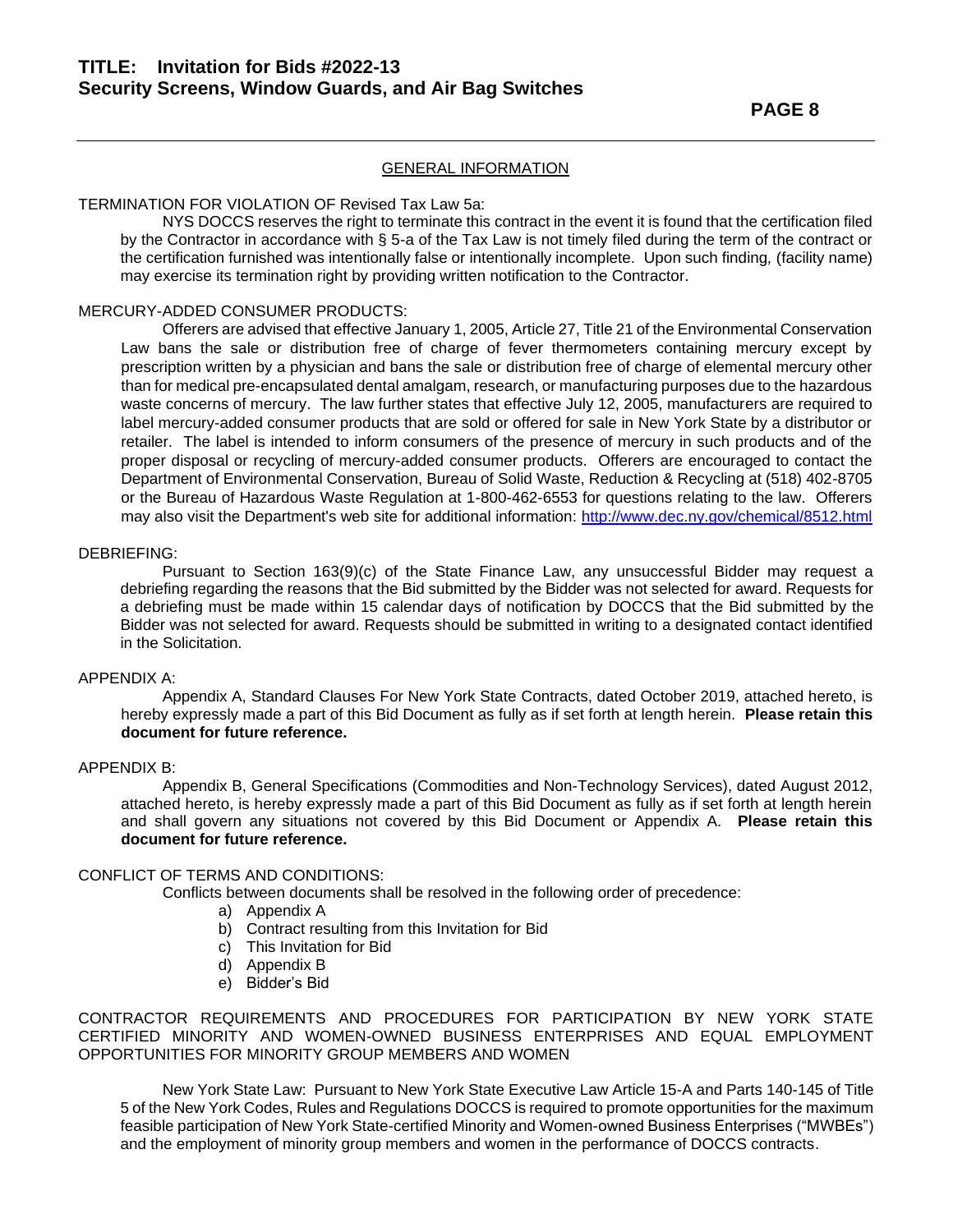## GENERAL INFORMATION

TERMINATION FOR VIOLATION OF Revised Tax Law 5a:

NYS DOCCS reserves the right to terminate this contract in the event it is found that the certification filed by the Contractor in accordance with § 5-a of the Tax Law is not timely filed during the term of the contract or the certification furnished was intentionally false or intentionally incomplete. Upon such finding, (facility name) may exercise its termination right by providing written notification to the Contractor.

MERCURY-ADDED CONSUMER PRODUCTS:

Offerers are advised that effective January 1, 2005, Article 27, Title 21 of the Environmental Conservation Law bans the sale or distribution free of charge of fever thermometers containing mercury except by prescription written by a physician and bans the sale or distribution free of charge of elemental mercury other than for medical pre-encapsulated dental amalgam, research, or manufacturing purposes due to the hazardous waste concerns of mercury. The law further states that effective July 12, 2005, manufacturers are required to label mercury-added consumer products that are sold or offered for sale in New York State by a distributor or retailer. The label is intended to inform consumers of the presence of mercury in such products and of the proper disposal or recycling of mercury-added consumer products. Offerers are encouraged to contact the Department of Environmental Conservation, Bureau of Solid Waste, Reduction & Recycling at (518) 402-8705 or the Bureau of Hazardous Waste Regulation at 1-800-462-6553 for questions relating to the law. Offerers may also visit the Department's web site for additional information: http://www.dec.ny.gov/chemical/8512.html

DEBRIEFING:

Pursuant to Section 163(9)(c) of the State Finance Law, any unsuccessful Bidder may request a debriefing regarding the reasons that the Bid submitted by the Bidder was not selected for award. Requests for a debriefing must be made within 15 calendar days of notification by DOCCS that the Bid submitted by the Bidder was not selected for award. Requests should be submitted in writing to a designated contact identified in the Solicitation.

APPENDIX A:

Appendix A, Standard Clauses For New York State Contracts, dated October 2019, attached hereto, is hereby expressly made a part of this Bid Document as fully as if set forth at length herein. **Please retain this document for future reference.**

APPENDIX B:

Appendix B, General Specifications (Commodities and Non-Technology Services), dated August 2012, attached hereto, is hereby expressly made a part of this Bid Document as fully as if set forth at length herein and shall govern any situations not covered by this Bid Document or Appendix A. **Please retain this document for future reference.**

CONFLICT OF TERMS AND CONDITIONS:

Conflicts between documents shall be resolved in the following order of precedence:

a) Appendix A
b) Contract resulting from this Invitation for Bid
c) This Invitation for Bid
d) Appendix B
e) Bidder's Bid

CONTRACTOR REQUIREMENTS AND PROCEDURES FOR PARTICIPATION BY NEW YORK STATE CERTIFIED MINORITY AND WOMEN-OWNED BUSINESS ENTERPRISES AND EQUAL EMPLOYMENT OPPORTUNITIES FOR MINORITY GROUP MEMBERS AND WOMEN

New York State Law: Pursuant to New York State Executive Law Article 15-A and Parts 140-145 of Title 5 of the New York Codes, Rules and Regulations DOCCS is required to promote opportunities for the maximum feasible participation of New York State-certified Minority and Women-owned Business Enterprises ("MWBEs") and the employment of minority group members and women in the performance of DOCCS contracts.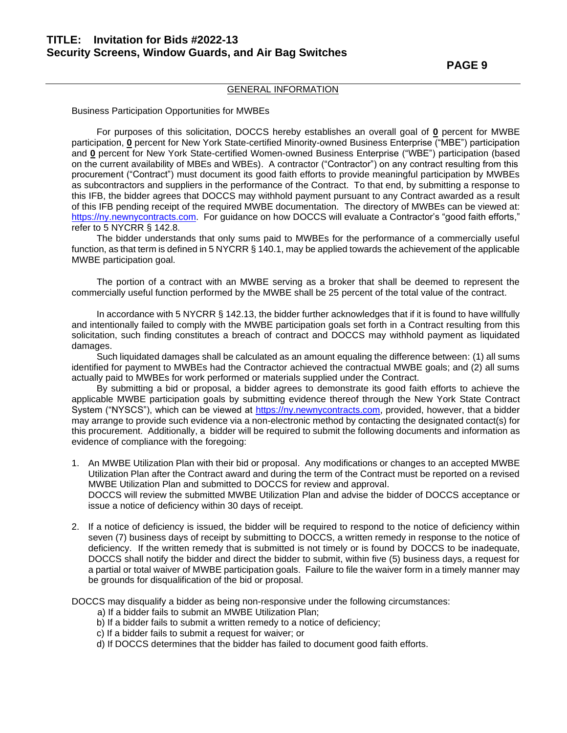## GENERAL INFORMATION

Business Participation Opportunities for MWBEs

For purposes of this solicitation, DOCCS hereby establishes an overall goal of **0** percent for MWBE participation, **0** percent for New York State-certified Minority-owned Business Enterprise ("MBE") participation and **0** percent for New York State-certified Women-owned Business Enterprise ("WBE") participation (based on the current availability of MBEs and WBEs). A contractor ("Contractor") on any contract resulting from this procurement ("Contract") must document its good faith efforts to provide meaningful participation by MWBEs as subcontractors and suppliers in the performance of the Contract. To that end, by submitting a response to this IFB, the bidder agrees that DOCCS may withhold payment pursuant to any Contract awarded as a result of this IFB pending receipt of the required MWBE documentation. The directory of MWBEs can be viewed at: https://ny.newnycontracts.com. For guidance on how DOCCS will evaluate a Contractor's "good faith efforts," refer to 5 NYCRR § 142.8.

The bidder understands that only sums paid to MWBEs for the performance of a commercially useful function, as that term is defined in 5 NYCRR § 140.1, may be applied towards the achievement of the applicable MWBE participation goal.

The portion of a contract with an MWBE serving as a broker that shall be deemed to represent the commercially useful function performed by the MWBE shall be 25 percent of the total value of the contract.

In accordance with 5 NYCRR § 142.13, the bidder further acknowledges that if it is found to have willfully and intentionally failed to comply with the MWBE participation goals set forth in a Contract resulting from this solicitation, such finding constitutes a breach of contract and DOCCS may withhold payment as liquidated damages.

Such liquidated damages shall be calculated as an amount equaling the difference between: (1) all sums identified for payment to MWBEs had the Contractor achieved the contractual MWBE goals; and (2) all sums actually paid to MWBEs for work performed or materials supplied under the Contract.

By submitting a bid or proposal, a bidder agrees to demonstrate its good faith efforts to achieve the applicable MWBE participation goals by submitting evidence thereof through the New York State Contract System ("NYSCS"), which can be viewed at https://ny.newnycontracts.com, provided, however, that a bidder may arrange to provide such evidence via a non-electronic method by contacting the designated contact(s) for this procurement. Additionally, a bidder will be required to submit the following documents and information as evidence of compliance with the foregoing:

1. An MWBE Utilization Plan with their bid or proposal. Any modifications or changes to an accepted MWBE Utilization Plan after the Contract award and during the term of the Contract must be reported on a revised MWBE Utilization Plan and submitted to DOCCS for review and approval.
   DOCCS will review the submitted MWBE Utilization Plan and advise the bidder of DOCCS acceptance or issue a notice of deficiency within 30 days of receipt.

2. If a notice of deficiency is issued, the bidder will be required to respond to the notice of deficiency within seven (7) business days of receipt by submitting to DOCCS, a written remedy in response to the notice of deficiency. If the written remedy that is submitted is not timely or is found by DOCCS to be inadequate, DOCCS shall notify the bidder and direct the bidder to submit, within five (5) business days, a request for a partial or total waiver of MWBE participation goals. Failure to file the waiver form in a timely manner may be grounds for disqualification of the bid or proposal.

DOCCS may disqualify a bidder as being non-responsive under the following circumstances:

a) If a bidder fails to submit an MWBE Utilization Plan;
b) If a bidder fails to submit a written remedy to a notice of deficiency;
c) If a bidder fails to submit a request for waiver; or
d) If DOCCS determines that the bidder has failed to document good faith efforts.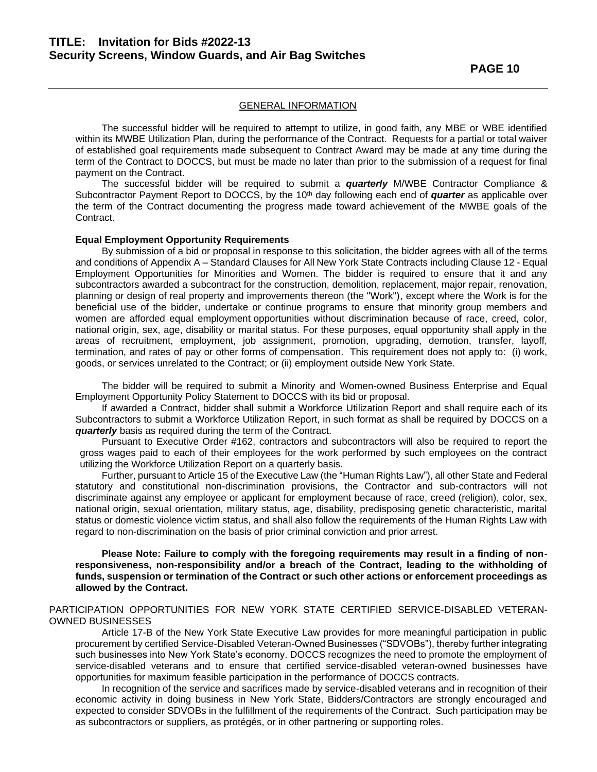## GENERAL INFORMATION

The successful bidder will be required to attempt to utilize, in good faith, any MBE or WBE identified within its MWBE Utilization Plan, during the performance of the Contract. Requests for a partial or total waiver of established goal requirements made subsequent to Contract Award may be made at any time during the term of the Contract to DOCCS, but must be made no later than prior to the submission of a request for final payment on the Contract.

The successful bidder will be required to submit a ***quarterly*** M/WBE Contractor Compliance & Subcontractor Payment Report to DOCCS, by the 10th day following each end of ***quarter*** as applicable over the term of the Contract documenting the progress made toward achievement of the MWBE goals of the Contract.

**Equal Employment Opportunity Requirements**

By submission of a bid or proposal in response to this solicitation, the bidder agrees with all of the terms and conditions of Appendix A – Standard Clauses for All New York State Contracts including Clause 12 - Equal Employment Opportunities for Minorities and Women. The bidder is required to ensure that it and any subcontractors awarded a subcontract for the construction, demolition, replacement, major repair, renovation, planning or design of real property and improvements thereon (the "Work"), except where the Work is for the beneficial use of the bidder, undertake or continue programs to ensure that minority group members and women are afforded equal employment opportunities without discrimination because of race, creed, color, national origin, sex, age, disability or marital status. For these purposes, equal opportunity shall apply in the areas of recruitment, employment, job assignment, promotion, upgrading, demotion, transfer, layoff, termination, and rates of pay or other forms of compensation. This requirement does not apply to: (i) work, goods, or services unrelated to the Contract; or (ii) employment outside New York State.

The bidder will be required to submit a Minority and Women-owned Business Enterprise and Equal Employment Opportunity Policy Statement to DOCCS with its bid or proposal.

If awarded a Contract, bidder shall submit a Workforce Utilization Report and shall require each of its Subcontractors to submit a Workforce Utilization Report, in such format as shall be required by DOCCS on a ***quarterly*** basis as required during the term of the Contract.

Pursuant to Executive Order #162, contractors and subcontractors will also be required to report the gross wages paid to each of their employees for the work performed by such employees on the contract utilizing the Workforce Utilization Report on a quarterly basis.

Further, pursuant to Article 15 of the Executive Law (the "Human Rights Law"), all other State and Federal statutory and constitutional non-discrimination provisions, the Contractor and sub-contractors will not discriminate against any employee or applicant for employment because of race, creed (religion), color, sex, national origin, sexual orientation, military status, age, disability, predisposing genetic characteristic, marital status or domestic violence victim status, and shall also follow the requirements of the Human Rights Law with regard to non-discrimination on the basis of prior criminal conviction and prior arrest.

**Please Note: Failure to comply with the foregoing requirements may result in a finding of non-responsiveness, non-responsibility and/or a breach of the Contract, leading to the withholding of funds, suspension or termination of the Contract or such other actions or enforcement proceedings as allowed by the Contract.**

PARTICIPATION OPPORTUNITIES FOR NEW YORK STATE CERTIFIED SERVICE-DISABLED VETERAN-OWNED BUSINESSES

Article 17-B of the New York State Executive Law provides for more meaningful participation in public procurement by certified Service-Disabled Veteran-Owned Businesses ("SDVOBs"), thereby further integrating such businesses into New York State's economy. DOCCS recognizes the need to promote the employment of service-disabled veterans and to ensure that certified service-disabled veteran-owned businesses have opportunities for maximum feasible participation in the performance of DOCCS contracts.

In recognition of the service and sacrifices made by service-disabled veterans and in recognition of their economic activity in doing business in New York State, Bidders/Contractors are strongly encouraged and expected to consider SDVOBs in the fulfillment of the requirements of the Contract. Such participation may be as subcontractors or suppliers, as protégés, or in other partnering or supporting roles.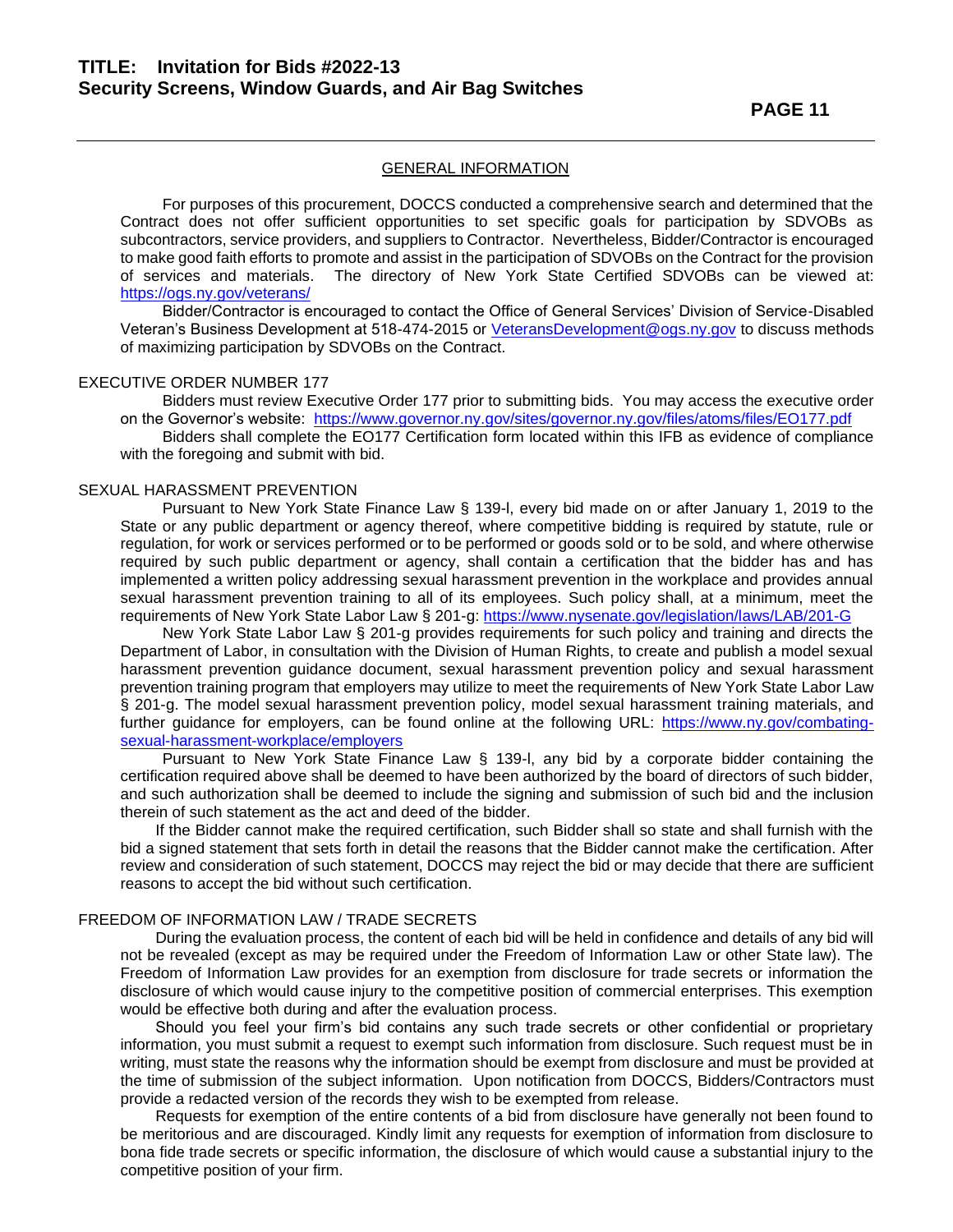## GENERAL INFORMATION

For purposes of this procurement, DOCCS conducted a comprehensive search and determined that the Contract does not offer sufficient opportunities to set specific goals for participation by SDVOBs as subcontractors, service providers, and suppliers to Contractor. Nevertheless, Bidder/Contractor is encouraged to make good faith efforts to promote and assist in the participation of SDVOBs on the Contract for the provision of services and materials. The directory of New York State Certified SDVOBs can be viewed at: https://ogs.ny.gov/veterans/

Bidder/Contractor is encouraged to contact the Office of General Services' Division of Service-Disabled Veteran's Business Development at 518-474-2015 or VeteransDevelopment@ogs.ny.gov to discuss methods of maximizing participation by SDVOBs on the Contract.

### EXECUTIVE ORDER NUMBER 177

Bidders must review Executive Order 177 prior to submitting bids. You may access the executive order on the Governor's website: https://www.governor.ny.gov/sites/governor.ny.gov/files/atoms/files/EO177.pdf

Bidders shall complete the EO177 Certification form located within this IFB as evidence of compliance with the foregoing and submit with bid.

### SEXUAL HARASSMENT PREVENTION

Pursuant to New York State Finance Law § 139-l, every bid made on or after January 1, 2019 to the State or any public department or agency thereof, where competitive bidding is required by statute, rule or regulation, for work or services performed or to be performed or goods sold or to be sold, and where otherwise required by such public department or agency, shall contain a certification that the bidder has and has implemented a written policy addressing sexual harassment prevention in the workplace and provides annual sexual harassment prevention training to all of its employees. Such policy shall, at a minimum, meet the requirements of New York State Labor Law § 201-g: https://www.nysenate.gov/legislation/laws/LAB/201-G

New York State Labor Law § 201-g provides requirements for such policy and training and directs the Department of Labor, in consultation with the Division of Human Rights, to create and publish a model sexual harassment prevention guidance document, sexual harassment prevention policy and sexual harassment prevention training program that employers may utilize to meet the requirements of New York State Labor Law § 201-g. The model sexual harassment prevention policy, model sexual harassment training materials, and further guidance for employers, can be found online at the following URL: https://www.ny.gov/combating-sexual-harassment-workplace/employers

Pursuant to New York State Finance Law § 139-l, any bid by a corporate bidder containing the certification required above shall be deemed to have been authorized by the board of directors of such bidder, and such authorization shall be deemed to include the signing and submission of such bid and the inclusion therein of such statement as the act and deed of the bidder.

If the Bidder cannot make the required certification, such Bidder shall so state and shall furnish with the bid a signed statement that sets forth in detail the reasons that the Bidder cannot make the certification. After review and consideration of such statement, DOCCS may reject the bid or may decide that there are sufficient reasons to accept the bid without such certification.

### FREEDOM OF INFORMATION LAW / TRADE SECRETS

During the evaluation process, the content of each bid will be held in confidence and details of any bid will not be revealed (except as may be required under the Freedom of Information Law or other State law). The Freedom of Information Law provides for an exemption from disclosure for trade secrets or information the disclosure of which would cause injury to the competitive position of commercial enterprises. This exemption would be effective both during and after the evaluation process.

Should you feel your firm's bid contains any such trade secrets or other confidential or proprietary information, you must submit a request to exempt such information from disclosure. Such request must be in writing, must state the reasons why the information should be exempt from disclosure and must be provided at the time of submission of the subject information. Upon notification from DOCCS, Bidders/Contractors must provide a redacted version of the records they wish to be exempted from release.

Requests for exemption of the entire contents of a bid from disclosure have generally not been found to be meritorious and are discouraged. Kindly limit any requests for exemption of information from disclosure to bona fide trade secrets or specific information, the disclosure of which would cause a substantial injury to the competitive position of your firm.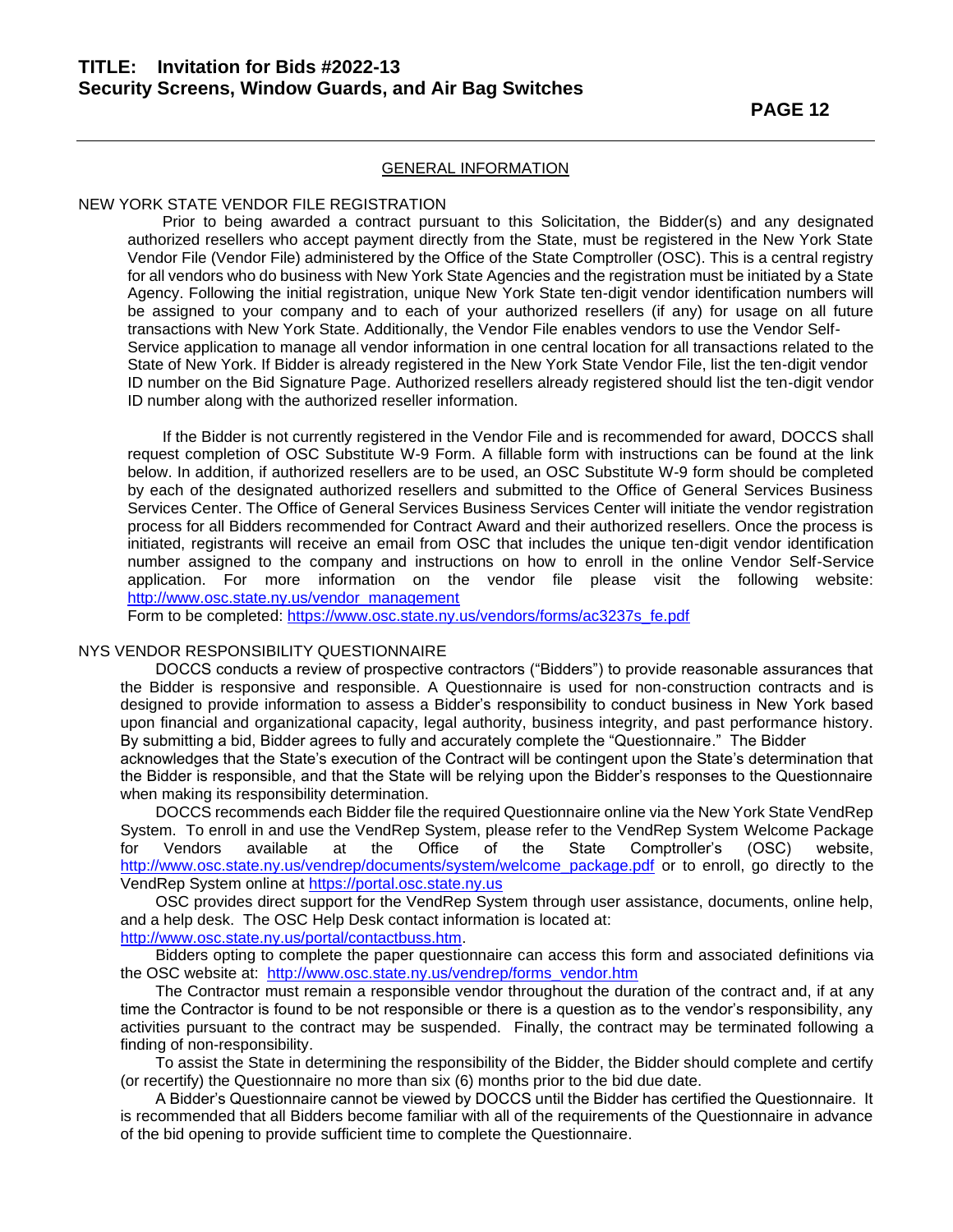## GENERAL INFORMATION

### NEW YORK STATE VENDOR FILE REGISTRATION

Prior to being awarded a contract pursuant to this Solicitation, the Bidder(s) and any designated authorized resellers who accept payment directly from the State, must be registered in the New York State Vendor File (Vendor File) administered by the Office of the State Comptroller (OSC). This is a central registry for all vendors who do business with New York State Agencies and the registration must be initiated by a State Agency. Following the initial registration, unique New York State ten-digit vendor identification numbers will be assigned to your company and to each of your authorized resellers (if any) for usage on all future transactions with New York State. Additionally, the Vendor File enables vendors to use the Vendor Self-Service application to manage all vendor information in one central location for all transactions related to the State of New York. If Bidder is already registered in the New York State Vendor File, list the ten-digit vendor ID number on the Bid Signature Page. Authorized resellers already registered should list the ten-digit vendor ID number along with the authorized reseller information.

If the Bidder is not currently registered in the Vendor File and is recommended for award, DOCCS shall request completion of OSC Substitute W-9 Form. A fillable form with instructions can be found at the link below. In addition, if authorized resellers are to be used, an OSC Substitute W-9 form should be completed by each of the designated authorized resellers and submitted to the Office of General Services Business Services Center. The Office of General Services Business Services Center will initiate the vendor registration process for all Bidders recommended for Contract Award and their authorized resellers. Once the process is initiated, registrants will receive an email from OSC that includes the unique ten-digit vendor identification number assigned to the company and instructions on how to enroll in the online Vendor Self-Service application. For more information on the vendor file please visit the following website: http://www.osc.state.ny.us/vendor_management

Form to be completed: https://www.osc.state.ny.us/vendors/forms/ac3237s_fe.pdf

### NYS VENDOR RESPONSIBILITY QUESTIONNAIRE

DOCCS conducts a review of prospective contractors ("Bidders") to provide reasonable assurances that the Bidder is responsive and responsible. A Questionnaire is used for non-construction contracts and is designed to provide information to assess a Bidder's responsibility to conduct business in New York based upon financial and organizational capacity, legal authority, business integrity, and past performance history. By submitting a bid, Bidder agrees to fully and accurately complete the "Questionnaire." The Bidder acknowledges that the State's execution of the Contract will be contingent upon the State's determination that the Bidder is responsible, and that the State will be relying upon the Bidder's responses to the Questionnaire when making its responsibility determination.

DOCCS recommends each Bidder file the required Questionnaire online via the New York State VendRep System. To enroll in and use the VendRep System, please refer to the VendRep System Welcome Package for Vendors available at the Office of the State Comptroller's (OSC) website, http://www.osc.state.ny.us/vendrep/documents/system/welcome_package.pdf or to enroll, go directly to the VendRep System online at https://portal.osc.state.ny.us

OSC provides direct support for the VendRep System through user assistance, documents, online help, and a help desk. The OSC Help Desk contact information is located at: http://www.osc.state.ny.us/portal/contactbuss.htm.

Bidders opting to complete the paper questionnaire can access this form and associated definitions via the OSC website at: http://www.osc.state.ny.us/vendrep/forms_vendor.htm

The Contractor must remain a responsible vendor throughout the duration of the contract and, if at any time the Contractor is found to be not responsible or there is a question as to the vendor's responsibility, any activities pursuant to the contract may be suspended. Finally, the contract may be terminated following a finding of non-responsibility.

To assist the State in determining the responsibility of the Bidder, the Bidder should complete and certify (or recertify) the Questionnaire no more than six (6) months prior to the bid due date.

A Bidder's Questionnaire cannot be viewed by DOCCS until the Bidder has certified the Questionnaire. It is recommended that all Bidders become familiar with all of the requirements of the Questionnaire in advance of the bid opening to provide sufficient time to complete the Questionnaire.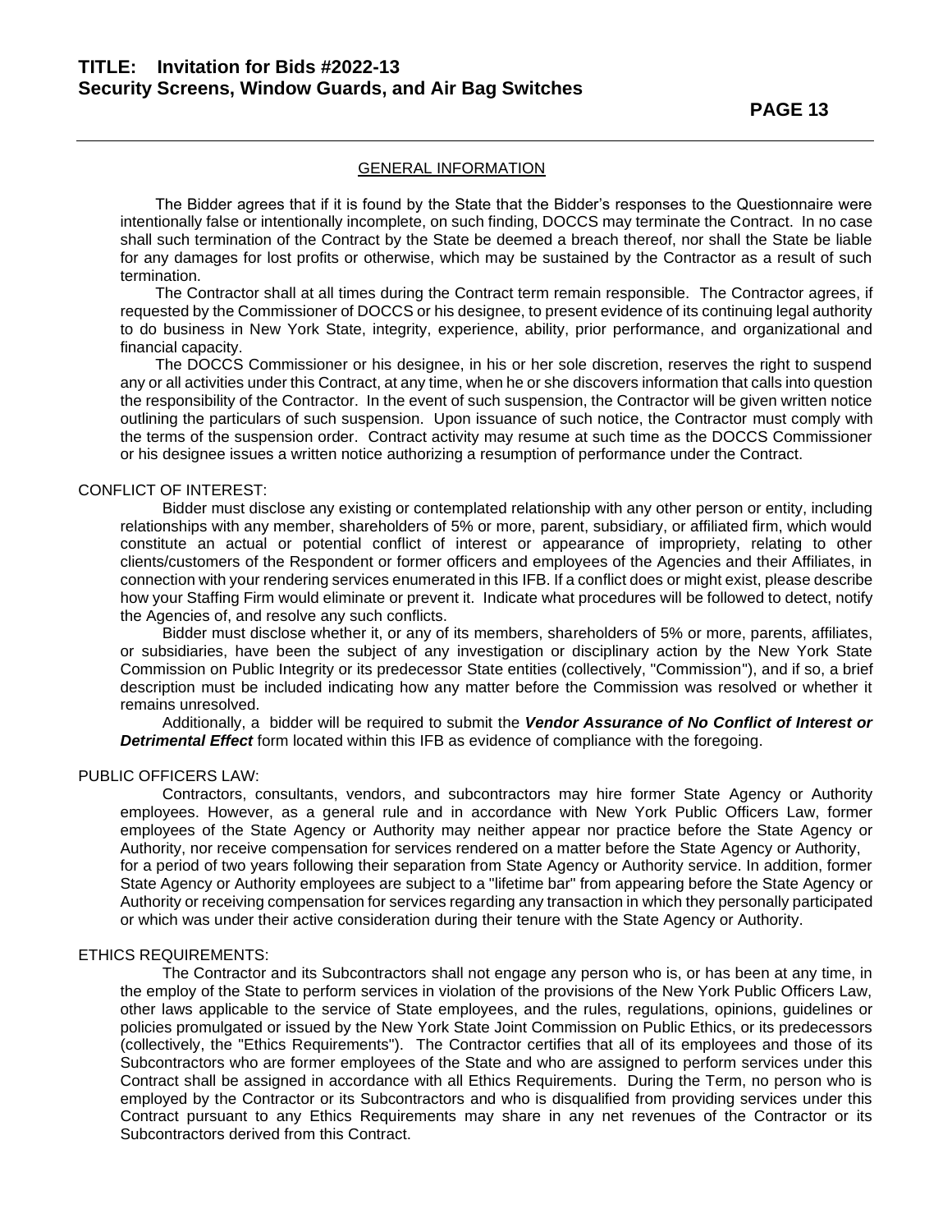GENERAL INFORMATION

The Bidder agrees that if it is found by the State that the Bidder's responses to the Questionnaire were intentionally false or intentionally incomplete, on such finding, DOCCS may terminate the Contract. In no case shall such termination of the Contract by the State be deemed a breach thereof, nor shall the State be liable for any damages for lost profits or otherwise, which may be sustained by the Contractor as a result of such termination.

The Contractor shall at all times during the Contract term remain responsible. The Contractor agrees, if requested by the Commissioner of DOCCS or his designee, to present evidence of its continuing legal authority to do business in New York State, integrity, experience, ability, prior performance, and organizational and financial capacity.

The DOCCS Commissioner or his designee, in his or her sole discretion, reserves the right to suspend any or all activities under this Contract, at any time, when he or she discovers information that calls into question the responsibility of the Contractor. In the event of such suspension, the Contractor will be given written notice outlining the particulars of such suspension. Upon issuance of such notice, the Contractor must comply with the terms of the suspension order. Contract activity may resume at such time as the DOCCS Commissioner or his designee issues a written notice authorizing a resumption of performance under the Contract.

CONFLICT OF INTEREST:

Bidder must disclose any existing or contemplated relationship with any other person or entity, including relationships with any member, shareholders of 5% or more, parent, subsidiary, or affiliated firm, which would constitute an actual or potential conflict of interest or appearance of impropriety, relating to other clients/customers of the Respondent or former officers and employees of the Agencies and their Affiliates, in connection with your rendering services enumerated in this IFB. If a conflict does or might exist, please describe how your Staffing Firm would eliminate or prevent it. Indicate what procedures will be followed to detect, notify the Agencies of, and resolve any such conflicts.

Bidder must disclose whether it, or any of its members, shareholders of 5% or more, parents, affiliates, or subsidiaries, have been the subject of any investigation or disciplinary action by the New York State Commission on Public Integrity or its predecessor State entities (collectively, "Commission"), and if so, a brief description must be included indicating how any matter before the Commission was resolved or whether it remains unresolved.

Additionally, a bidder will be required to submit the ***Vendor Assurance of No Conflict of Interest or Detrimental Effect*** form located within this IFB as evidence of compliance with the foregoing.

PUBLIC OFFICERS LAW:

Contractors, consultants, vendors, and subcontractors may hire former State Agency or Authority employees. However, as a general rule and in accordance with New York Public Officers Law, former employees of the State Agency or Authority may neither appear nor practice before the State Agency or Authority, nor receive compensation for services rendered on a matter before the State Agency or Authority, for a period of two years following their separation from State Agency or Authority service. In addition, former State Agency or Authority employees are subject to a "lifetime bar" from appearing before the State Agency or Authority or receiving compensation for services regarding any transaction in which they personally participated or which was under their active consideration during their tenure with the State Agency or Authority.

ETHICS REQUIREMENTS:

The Contractor and its Subcontractors shall not engage any person who is, or has been at any time, in the employ of the State to perform services in violation of the provisions of the New York Public Officers Law, other laws applicable to the service of State employees, and the rules, regulations, opinions, guidelines or policies promulgated or issued by the New York State Joint Commission on Public Ethics, or its predecessors (collectively, the "Ethics Requirements"). The Contractor certifies that all of its employees and those of its Subcontractors who are former employees of the State and who are assigned to perform services under this Contract shall be assigned in accordance with all Ethics Requirements. During the Term, no person who is employed by the Contractor or its Subcontractors and who is disqualified from providing services under this Contract pursuant to any Ethics Requirements may share in any net revenues of the Contractor or its Subcontractors derived from this Contract.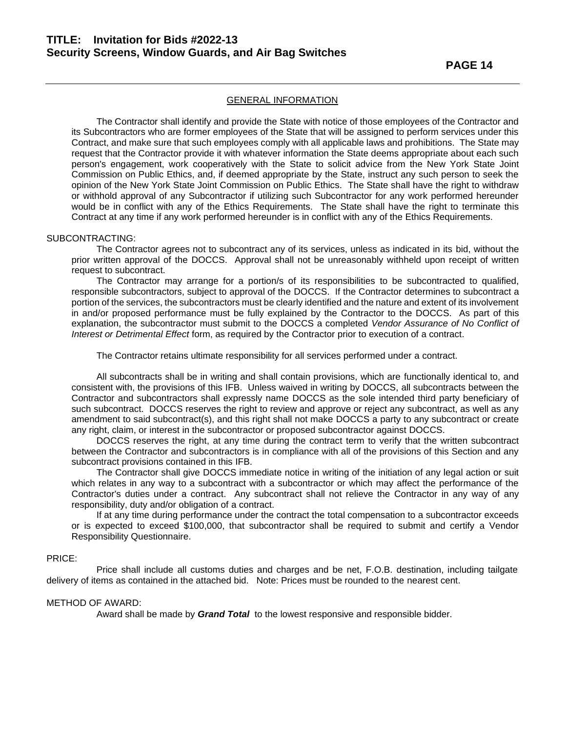## GENERAL INFORMATION

The Contractor shall identify and provide the State with notice of those employees of the Contractor and its Subcontractors who are former employees of the State that will be assigned to perform services under this Contract, and make sure that such employees comply with all applicable laws and prohibitions. The State may request that the Contractor provide it with whatever information the State deems appropriate about each such person's engagement, work cooperatively with the State to solicit advice from the New York State Joint Commission on Public Ethics, and, if deemed appropriate by the State, instruct any such person to seek the opinion of the New York State Joint Commission on Public Ethics. The State shall have the right to withdraw or withhold approval of any Subcontractor if utilizing such Subcontractor for any work performed hereunder would be in conflict with any of the Ethics Requirements. The State shall have the right to terminate this Contract at any time if any work performed hereunder is in conflict with any of the Ethics Requirements.

SUBCONTRACTING:

The Contractor agrees not to subcontract any of its services, unless as indicated in its bid, without the prior written approval of the DOCCS. Approval shall not be unreasonably withheld upon receipt of written request to subcontract.

The Contractor may arrange for a portion/s of its responsibilities to be subcontracted to qualified, responsible subcontractors, subject to approval of the DOCCS. If the Contractor determines to subcontract a portion of the services, the subcontractors must be clearly identified and the nature and extent of its involvement in and/or proposed performance must be fully explained by the Contractor to the DOCCS. As part of this explanation, the subcontractor must submit to the DOCCS a completed *Vendor Assurance of No Conflict of Interest or Detrimental Effect* form, as required by the Contractor prior to execution of a contract.

The Contractor retains ultimate responsibility for all services performed under a contract.

All subcontracts shall be in writing and shall contain provisions, which are functionally identical to, and consistent with, the provisions of this IFB. Unless waived in writing by DOCCS, all subcontracts between the Contractor and subcontractors shall expressly name DOCCS as the sole intended third party beneficiary of such subcontract. DOCCS reserves the right to review and approve or reject any subcontract, as well as any amendment to said subcontract(s), and this right shall not make DOCCS a party to any subcontract or create any right, claim, or interest in the subcontractor or proposed subcontractor against DOCCS.

DOCCS reserves the right, at any time during the contract term to verify that the written subcontract between the Contractor and subcontractors is in compliance with all of the provisions of this Section and any subcontract provisions contained in this IFB.

The Contractor shall give DOCCS immediate notice in writing of the initiation of any legal action or suit which relates in any way to a subcontract with a subcontractor or which may affect the performance of the Contractor's duties under a contract. Any subcontract shall not relieve the Contractor in any way of any responsibility, duty and/or obligation of a contract.

If at any time during performance under the contract the total compensation to a subcontractor exceeds or is expected to exceed $100,000, that subcontractor shall be required to submit and certify a Vendor Responsibility Questionnaire.

PRICE:

Price shall include all customs duties and charges and be net, F.O.B. destination, including tailgate delivery of items as contained in the attached bid. Note: Prices must be rounded to the nearest cent.

METHOD OF AWARD:

Award shall be made by ***Grand Total*** to the lowest responsive and responsible bidder.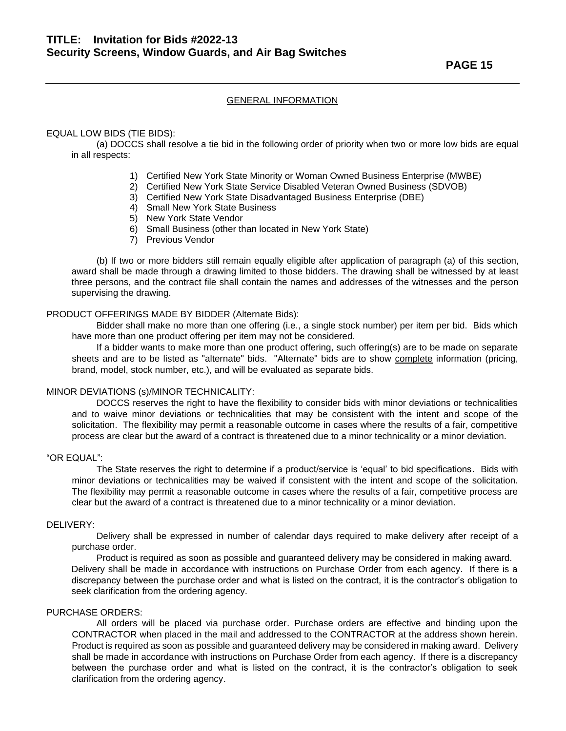## GENERAL INFORMATION

EQUAL LOW BIDS (TIE BIDS):

(a) DOCCS shall resolve a tie bid in the following order of priority when two or more low bids are equal in all respects:

1) Certified New York State Minority or Woman Owned Business Enterprise (MWBE)
2) Certified New York State Service Disabled Veteran Owned Business (SDVOB)
3) Certified New York State Disadvantaged Business Enterprise (DBE)
4) Small New York State Business
5) New York State Vendor
6) Small Business (other than located in New York State)
7) Previous Vendor

(b) If two or more bidders still remain equally eligible after application of paragraph (a) of this section, award shall be made through a drawing limited to those bidders. The drawing shall be witnessed by at least three persons, and the contract file shall contain the names and addresses of the witnesses and the person supervising the drawing.

PRODUCT OFFERINGS MADE BY BIDDER (Alternate Bids):

Bidder shall make no more than one offering (i.e., a single stock number) per item per bid. Bids which have more than one product offering per item may not be considered.

If a bidder wants to make more than one product offering, such offering(s) are to be made on separate sheets and are to be listed as "alternate" bids. "Alternate" bids are to show complete information (pricing, brand, model, stock number, etc.), and will be evaluated as separate bids.

MINOR DEVIATIONS (s)/MINOR TECHNICALITY:

DOCCS reserves the right to have the flexibility to consider bids with minor deviations or technicalities and to waive minor deviations or technicalities that may be consistent with the intent and scope of the solicitation. The flexibility may permit a reasonable outcome in cases where the results of a fair, competitive process are clear but the award of a contract is threatened due to a minor technicality or a minor deviation.

"OR EQUAL":

The State reserves the right to determine if a product/service is 'equal' to bid specifications. Bids with minor deviations or technicalities may be waived if consistent with the intent and scope of the solicitation. The flexibility may permit a reasonable outcome in cases where the results of a fair, competitive process are clear but the award of a contract is threatened due to a minor technicality or a minor deviation.

DELIVERY:

Delivery shall be expressed in number of calendar days required to make delivery after receipt of a purchase order.

Product is required as soon as possible and guaranteed delivery may be considered in making award. Delivery shall be made in accordance with instructions on Purchase Order from each agency. If there is a discrepancy between the purchase order and what is listed on the contract, it is the contractor's obligation to seek clarification from the ordering agency.

PURCHASE ORDERS:

All orders will be placed via purchase order. Purchase orders are effective and binding upon the CONTRACTOR when placed in the mail and addressed to the CONTRACTOR at the address shown herein. Product is required as soon as possible and guaranteed delivery may be considered in making award. Delivery shall be made in accordance with instructions on Purchase Order from each agency. If there is a discrepancy between the purchase order and what is listed on the contract, it is the contractor's obligation to seek clarification from the ordering agency.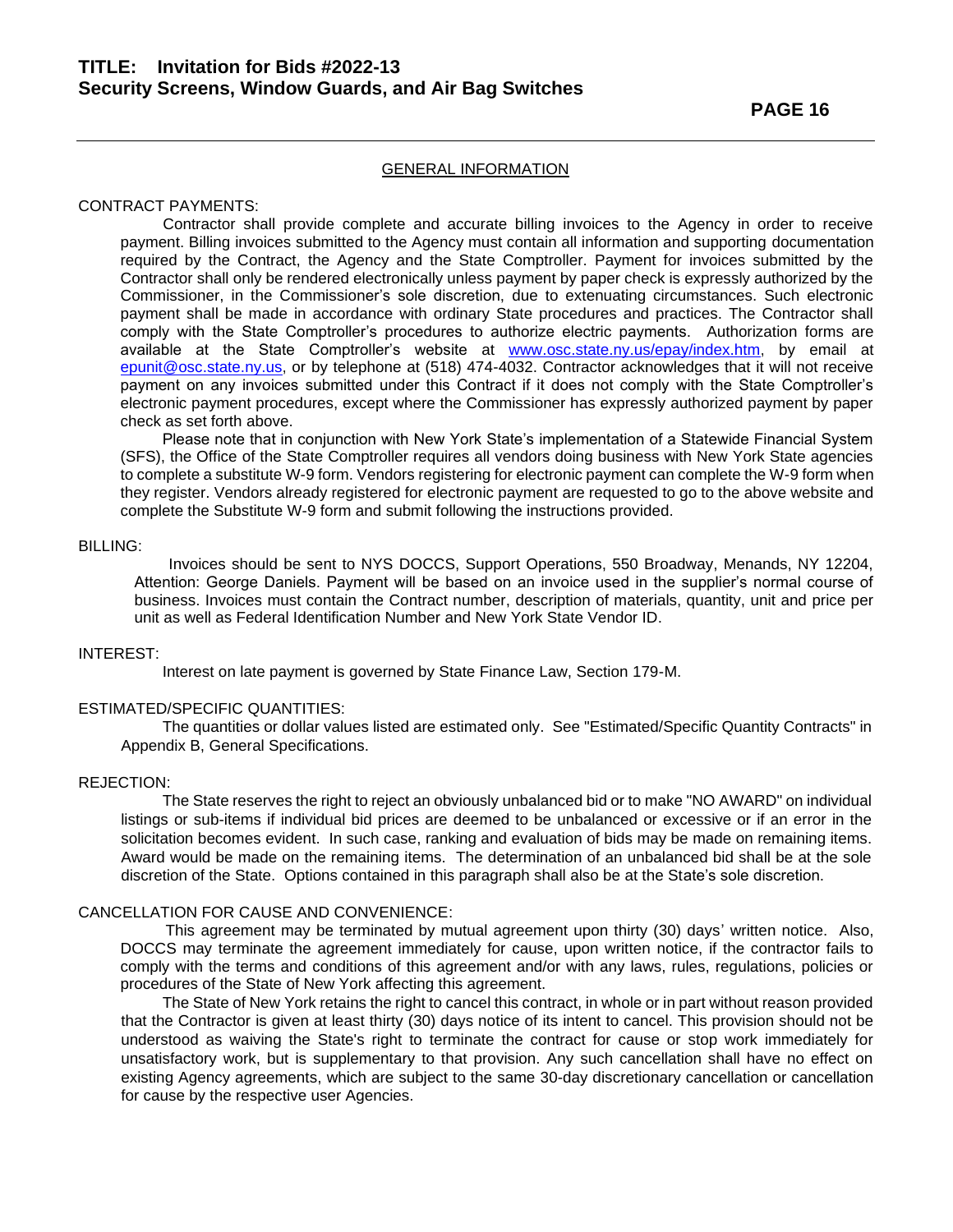## GENERAL INFORMATION

CONTRACT PAYMENTS:

Contractor shall provide complete and accurate billing invoices to the Agency in order to receive payment. Billing invoices submitted to the Agency must contain all information and supporting documentation required by the Contract, the Agency and the State Comptroller. Payment for invoices submitted by the Contractor shall only be rendered electronically unless payment by paper check is expressly authorized by the Commissioner, in the Commissioner's sole discretion, due to extenuating circumstances. Such electronic payment shall be made in accordance with ordinary State procedures and practices. The Contractor shall comply with the State Comptroller's procedures to authorize electric payments. Authorization forms are available at the State Comptroller's website at www.osc.state.ny.us/epay/index.htm, by email at epunit@osc.state.ny.us, or by telephone at (518) 474-4032. Contractor acknowledges that it will not receive payment on any invoices submitted under this Contract if it does not comply with the State Comptroller's electronic payment procedures, except where the Commissioner has expressly authorized payment by paper check as set forth above.

Please note that in conjunction with New York State's implementation of a Statewide Financial System (SFS), the Office of the State Comptroller requires all vendors doing business with New York State agencies to complete a substitute W-9 form. Vendors registering for electronic payment can complete the W-9 form when they register. Vendors already registered for electronic payment are requested to go to the above website and complete the Substitute W-9 form and submit following the instructions provided.

BILLING:

Invoices should be sent to NYS DOCCS, Support Operations, 550 Broadway, Menands, NY 12204, Attention: George Daniels. Payment will be based on an invoice used in the supplier's normal course of business. Invoices must contain the Contract number, description of materials, quantity, unit and price per unit as well as Federal Identification Number and New York State Vendor ID.

INTEREST:

Interest on late payment is governed by State Finance Law, Section 179-M.

ESTIMATED/SPECIFIC QUANTITIES:

The quantities or dollar values listed are estimated only. See "Estimated/Specific Quantity Contracts" in Appendix B, General Specifications.

REJECTION:

The State reserves the right to reject an obviously unbalanced bid or to make "NO AWARD" on individual listings or sub-items if individual bid prices are deemed to be unbalanced or excessive or if an error in the solicitation becomes evident. In such case, ranking and evaluation of bids may be made on remaining items. Award would be made on the remaining items. The determination of an unbalanced bid shall be at the sole discretion of the State. Options contained in this paragraph shall also be at the State's sole discretion.

CANCELLATION FOR CAUSE AND CONVENIENCE:

This agreement may be terminated by mutual agreement upon thirty (30) days' written notice. Also, DOCCS may terminate the agreement immediately for cause, upon written notice, if the contractor fails to comply with the terms and conditions of this agreement and/or with any laws, rules, regulations, policies or procedures of the State of New York affecting this agreement.

The State of New York retains the right to cancel this contract, in whole or in part without reason provided that the Contractor is given at least thirty (30) days notice of its intent to cancel. This provision should not be understood as waiving the State's right to terminate the contract for cause or stop work immediately for unsatisfactory work, but is supplementary to that provision. Any such cancellation shall have no effect on existing Agency agreements, which are subject to the same 30-day discretionary cancellation or cancellation for cause by the respective user Agencies.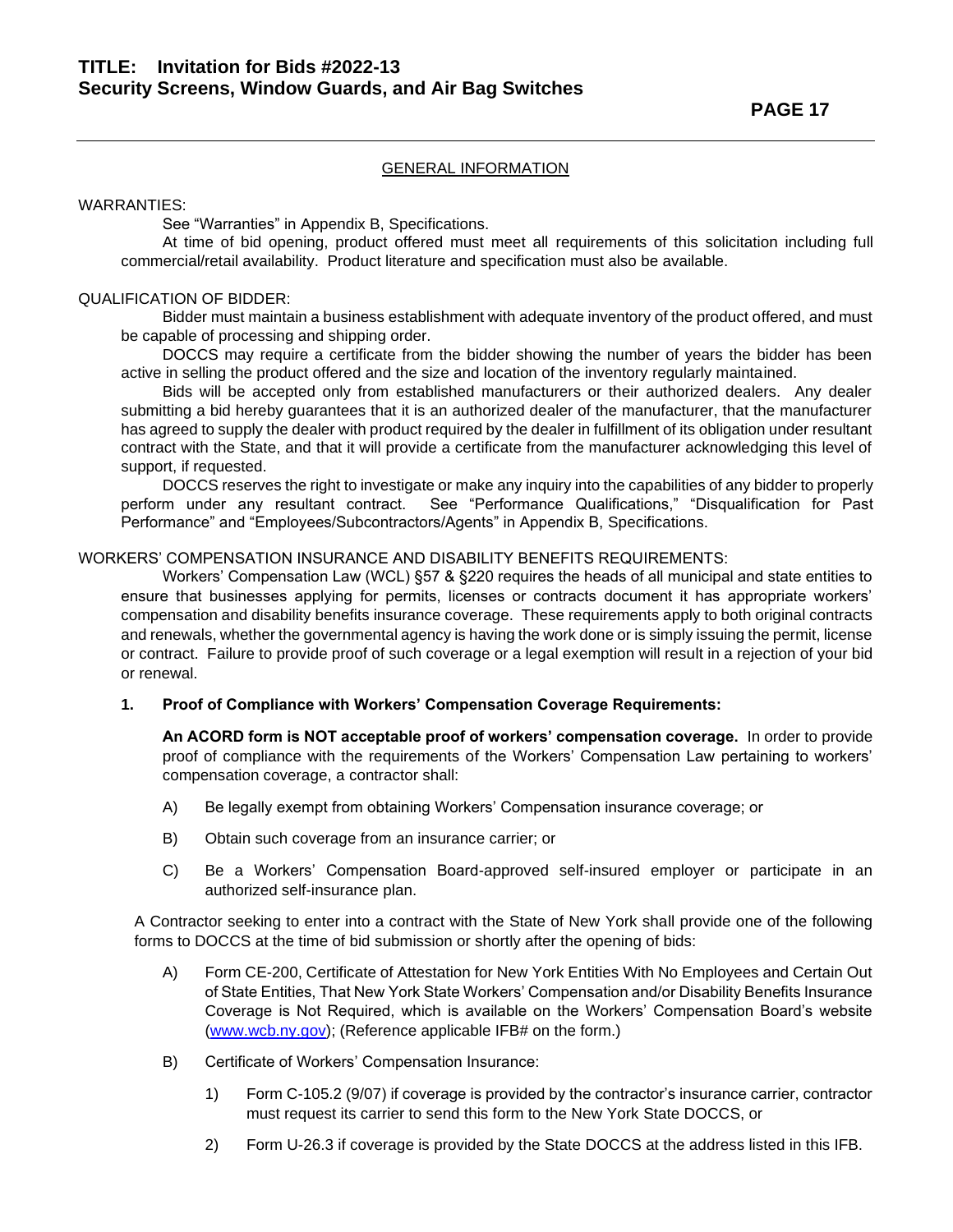## GENERAL INFORMATION

WARRANTIES:

See "Warranties" in Appendix B, Specifications.

At time of bid opening, product offered must meet all requirements of this solicitation including full commercial/retail availability. Product literature and specification must also be available.

QUALIFICATION OF BIDDER:

Bidder must maintain a business establishment with adequate inventory of the product offered, and must be capable of processing and shipping order.

DOCCS may require a certificate from the bidder showing the number of years the bidder has been active in selling the product offered and the size and location of the inventory regularly maintained.

Bids will be accepted only from established manufacturers or their authorized dealers. Any dealer submitting a bid hereby guarantees that it is an authorized dealer of the manufacturer, that the manufacturer has agreed to supply the dealer with product required by the dealer in fulfillment of its obligation under resultant contract with the State, and that it will provide a certificate from the manufacturer acknowledging this level of support, if requested.

DOCCS reserves the right to investigate or make any inquiry into the capabilities of any bidder to properly perform under any resultant contract. See "Performance Qualifications," "Disqualification for Past Performance" and "Employees/Subcontractors/Agents" in Appendix B, Specifications.

WORKERS' COMPENSATION INSURANCE AND DISABILITY BENEFITS REQUIREMENTS:

Workers' Compensation Law (WCL) §57 & §220 requires the heads of all municipal and state entities to ensure that businesses applying for permits, licenses or contracts document it has appropriate workers' compensation and disability benefits insurance coverage. These requirements apply to both original contracts and renewals, whether the governmental agency is having the work done or is simply issuing the permit, license or contract. Failure to provide proof of such coverage or a legal exemption will result in a rejection of your bid or renewal.

**1. Proof of Compliance with Workers' Compensation Coverage Requirements:**

**An ACORD form is NOT acceptable proof of workers' compensation coverage.** In order to provide proof of compliance with the requirements of the Workers' Compensation Law pertaining to workers' compensation coverage, a contractor shall:

A) Be legally exempt from obtaining Workers' Compensation insurance coverage; or

B) Obtain such coverage from an insurance carrier; or

C) Be a Workers' Compensation Board-approved self-insured employer or participate in an authorized self-insurance plan.

A Contractor seeking to enter into a contract with the State of New York shall provide one of the following forms to DOCCS at the time of bid submission or shortly after the opening of bids:

A) Form CE-200, Certificate of Attestation for New York Entities With No Employees and Certain Out of State Entities, That New York State Workers' Compensation and/or Disability Benefits Insurance Coverage is Not Required, which is available on the Workers' Compensation Board's website (www.wcb.ny.gov); (Reference applicable IFB# on the form.)

B) Certificate of Workers' Compensation Insurance:

1) Form C-105.2 (9/07) if coverage is provided by the contractor's insurance carrier, contractor must request its carrier to send this form to the New York State DOCCS, or

2) Form U-26.3 if coverage is provided by the State DOCCS at the address listed in this IFB.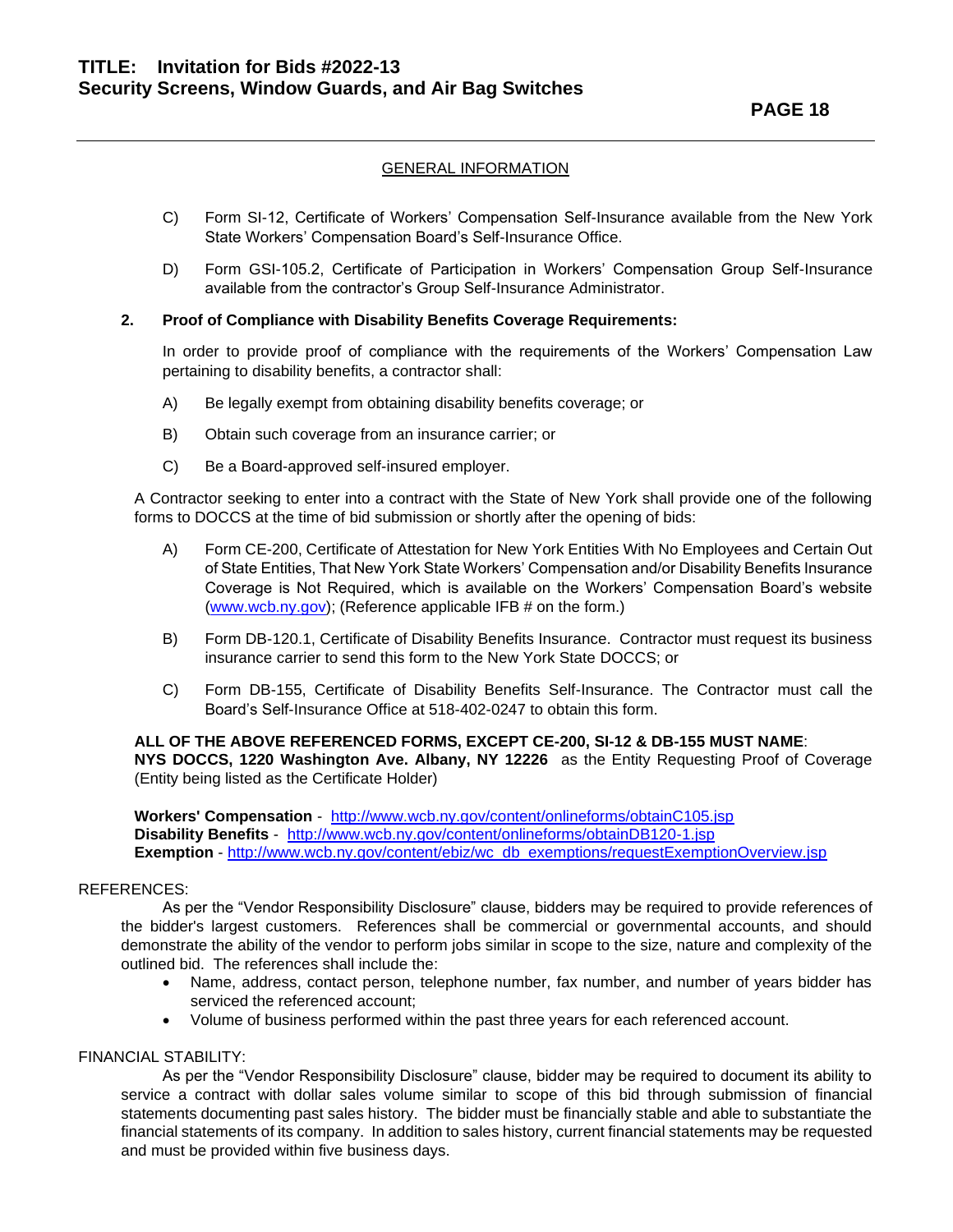## GENERAL INFORMATION

C) Form SI-12, Certificate of Workers' Compensation Self-Insurance available from the New York State Workers' Compensation Board's Self-Insurance Office.

D) Form GSI-105.2, Certificate of Participation in Workers' Compensation Group Self-Insurance available from the contractor's Group Self-Insurance Administrator.

**2. Proof of Compliance with Disability Benefits Coverage Requirements:**

In order to provide proof of compliance with the requirements of the Workers' Compensation Law pertaining to disability benefits, a contractor shall:

A) Be legally exempt from obtaining disability benefits coverage; or

B) Obtain such coverage from an insurance carrier; or

C) Be a Board-approved self-insured employer.

A Contractor seeking to enter into a contract with the State of New York shall provide one of the following forms to DOCCS at the time of bid submission or shortly after the opening of bids:

A) Form CE-200, Certificate of Attestation for New York Entities With No Employees and Certain Out of State Entities, That New York State Workers' Compensation and/or Disability Benefits Insurance Coverage is Not Required, which is available on the Workers' Compensation Board's website (www.wcb.ny.gov); (Reference applicable IFB # on the form.)

B) Form DB-120.1, Certificate of Disability Benefits Insurance. Contractor must request its business insurance carrier to send this form to the New York State DOCCS; or

C) Form DB-155, Certificate of Disability Benefits Self-Insurance. The Contractor must call the Board's Self-Insurance Office at 518-402-0247 to obtain this form.

**ALL OF THE ABOVE REFERENCED FORMS, EXCEPT CE-200, SI-12 & DB-155 MUST NAME**:
**NYS DOCCS, 1220 Washington Ave. Albany, NY 12226** as the Entity Requesting Proof of Coverage (Entity being listed as the Certificate Holder)

**Workers' Compensation** - http://www.wcb.ny.gov/content/onlineforms/obtainC105.jsp
**Disability Benefits** - http://www.wcb.ny.gov/content/onlineforms/obtainDB120-1.jsp
**Exemption** - http://www.wcb.ny.gov/content/ebiz/wc_db_exemptions/requestExemptionOverview.jsp

REFERENCES:

As per the "Vendor Responsibility Disclosure" clause, bidders may be required to provide references of the bidder's largest customers. References shall be commercial or governmental accounts, and should demonstrate the ability of the vendor to perform jobs similar in scope to the size, nature and complexity of the outlined bid. The references shall include the:

- Name, address, contact person, telephone number, fax number, and number of years bidder has serviced the referenced account;
- Volume of business performed within the past three years for each referenced account.

FINANCIAL STABILITY:

As per the "Vendor Responsibility Disclosure" clause, bidder may be required to document its ability to service a contract with dollar sales volume similar to scope of this bid through submission of financial statements documenting past sales history. The bidder must be financially stable and able to substantiate the financial statements of its company. In addition to sales history, current financial statements may be requested and must be provided within five business days.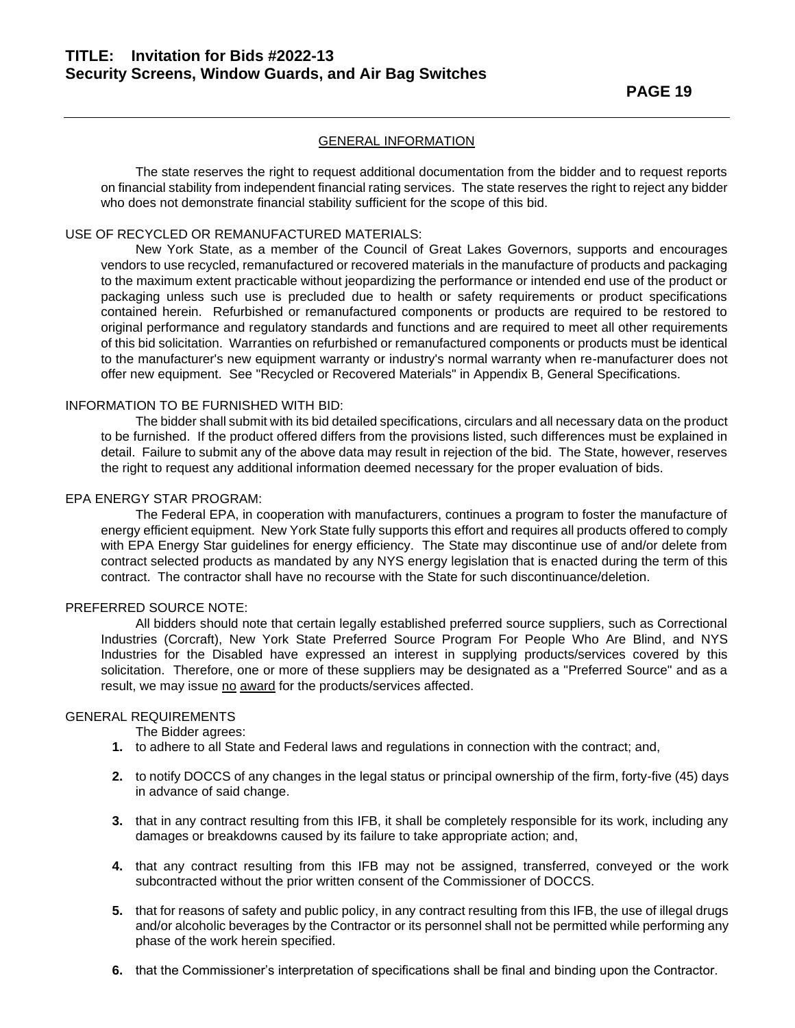## GENERAL INFORMATION

The state reserves the right to request additional documentation from the bidder and to request reports on financial stability from independent financial rating services. The state reserves the right to reject any bidder who does not demonstrate financial stability sufficient for the scope of this bid.

### USE OF RECYCLED OR REMANUFACTURED MATERIALS:

New York State, as a member of the Council of Great Lakes Governors, supports and encourages vendors to use recycled, remanufactured or recovered materials in the manufacture of products and packaging to the maximum extent practicable without jeopardizing the performance or intended end use of the product or packaging unless such use is precluded due to health or safety requirements or product specifications contained herein. Refurbished or remanufactured components or products are required to be restored to original performance and regulatory standards and functions and are required to meet all other requirements of this bid solicitation. Warranties on refurbished or remanufactured components or products must be identical to the manufacturer's new equipment warranty or industry's normal warranty when re-manufacturer does not offer new equipment. See "Recycled or Recovered Materials" in Appendix B, General Specifications.

### INFORMATION TO BE FURNISHED WITH BID:

The bidder shall submit with its bid detailed specifications, circulars and all necessary data on the product to be furnished. If the product offered differs from the provisions listed, such differences must be explained in detail. Failure to submit any of the above data may result in rejection of the bid. The State, however, reserves the right to request any additional information deemed necessary for the proper evaluation of bids.

### EPA ENERGY STAR PROGRAM:

The Federal EPA, in cooperation with manufacturers, continues a program to foster the manufacture of energy efficient equipment. New York State fully supports this effort and requires all products offered to comply with EPA Energy Star guidelines for energy efficiency. The State may discontinue use of and/or delete from contract selected products as mandated by any NYS energy legislation that is enacted during the term of this contract. The contractor shall have no recourse with the State for such discontinuance/deletion.

### PREFERRED SOURCE NOTE:

All bidders should note that certain legally established preferred source suppliers, such as Correctional Industries (Corcraft), New York State Preferred Source Program For People Who Are Blind, and NYS Industries for the Disabled have expressed an interest in supplying products/services covered by this solicitation. Therefore, one or more of these suppliers may be designated as a "Preferred Source" and as a result, we may issue no award for the products/services affected.

### GENERAL REQUIREMENTS

The Bidder agrees:

1. to adhere to all State and Federal laws and regulations in connection with the contract; and,
2. to notify DOCCS of any changes in the legal status or principal ownership of the firm, forty-five (45) days in advance of said change.
3. that in any contract resulting from this IFB, it shall be completely responsible for its work, including any damages or breakdowns caused by its failure to take appropriate action; and,
4. that any contract resulting from this IFB may not be assigned, transferred, conveyed or the work subcontracted without the prior written consent of the Commissioner of DOCCS.
5. that for reasons of safety and public policy, in any contract resulting from this IFB, the use of illegal drugs and/or alcoholic beverages by the Contractor or its personnel shall not be permitted while performing any phase of the work herein specified.
6. that the Commissioner's interpretation of specifications shall be final and binding upon the Contractor.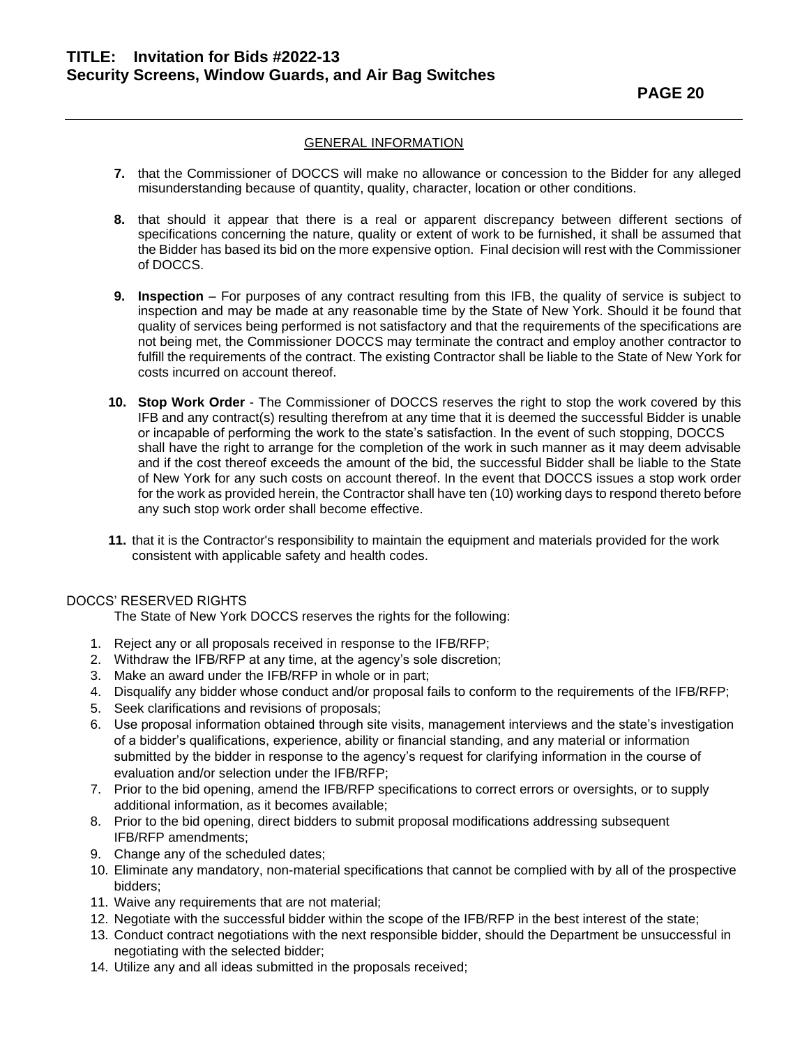## GENERAL INFORMATION

**7.** that the Commissioner of DOCCS will make no allowance or concession to the Bidder for any alleged misunderstanding because of quantity, quality, character, location or other conditions.

**8.** that should it appear that there is a real or apparent discrepancy between different sections of specifications concerning the nature, quality or extent of work to be furnished, it shall be assumed that the Bidder has based its bid on the more expensive option. Final decision will rest with the Commissioner of DOCCS.

**9. Inspection** – For purposes of any contract resulting from this IFB, the quality of service is subject to inspection and may be made at any reasonable time by the State of New York. Should it be found that quality of services being performed is not satisfactory and that the requirements of the specifications are not being met, the Commissioner DOCCS may terminate the contract and employ another contractor to fulfill the requirements of the contract. The existing Contractor shall be liable to the State of New York for costs incurred on account thereof.

**10. Stop Work Order** - The Commissioner of DOCCS reserves the right to stop the work covered by this IFB and any contract(s) resulting therefrom at any time that it is deemed the successful Bidder is unable or incapable of performing the work to the state's satisfaction. In the event of such stopping, DOCCS shall have the right to arrange for the completion of the work in such manner as it may deem advisable and if the cost thereof exceeds the amount of the bid, the successful Bidder shall be liable to the State of New York for any such costs on account thereof. In the event that DOCCS issues a stop work order for the work as provided herein, the Contractor shall have ten (10) working days to respond thereto before any such stop work order shall become effective.

**11.** that it is the Contractor's responsibility to maintain the equipment and materials provided for the work consistent with applicable safety and health codes.

DOCCS' RESERVED RIGHTS

The State of New York DOCCS reserves the rights for the following:

1. Reject any or all proposals received in response to the IFB/RFP;
2. Withdraw the IFB/RFP at any time, at the agency's sole discretion;
3. Make an award under the IFB/RFP in whole or in part;
4. Disqualify any bidder whose conduct and/or proposal fails to conform to the requirements of the IFB/RFP;
5. Seek clarifications and revisions of proposals;
6. Use proposal information obtained through site visits, management interviews and the state's investigation of a bidder's qualifications, experience, ability or financial standing, and any material or information submitted by the bidder in response to the agency's request for clarifying information in the course of evaluation and/or selection under the IFB/RFP;
7. Prior to the bid opening, amend the IFB/RFP specifications to correct errors or oversights, or to supply additional information, as it becomes available;
8. Prior to the bid opening, direct bidders to submit proposal modifications addressing subsequent IFB/RFP amendments;
9. Change any of the scheduled dates;
10. Eliminate any mandatory, non-material specifications that cannot be complied with by all of the prospective bidders;
11. Waive any requirements that are not material;
12. Negotiate with the successful bidder within the scope of the IFB/RFP in the best interest of the state;
13. Conduct contract negotiations with the next responsible bidder, should the Department be unsuccessful in negotiating with the selected bidder;
14. Utilize any and all ideas submitted in the proposals received;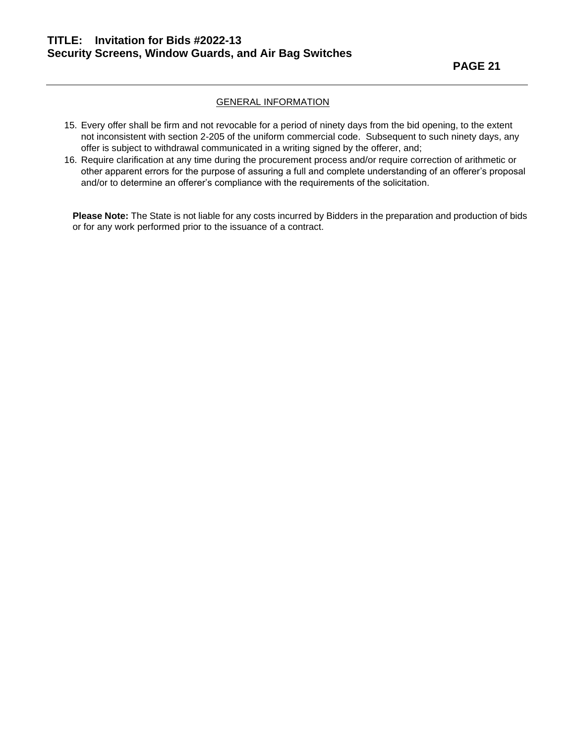## GENERAL INFORMATION

15. Every offer shall be firm and not revocable for a period of ninety days from the bid opening, to the extent not inconsistent with section 2-205 of the uniform commercial code. Subsequent to such ninety days, any offer is subject to withdrawal communicated in a writing signed by the offerer, and;
16. Require clarification at any time during the procurement process and/or require correction of arithmetic or other apparent errors for the purpose of assuring a full and complete understanding of an offerer's proposal and/or to determine an offerer's compliance with the requirements of the solicitation.

**Please Note:** The State is not liable for any costs incurred by Bidders in the preparation and production of bids or for any work performed prior to the issuance of a contract.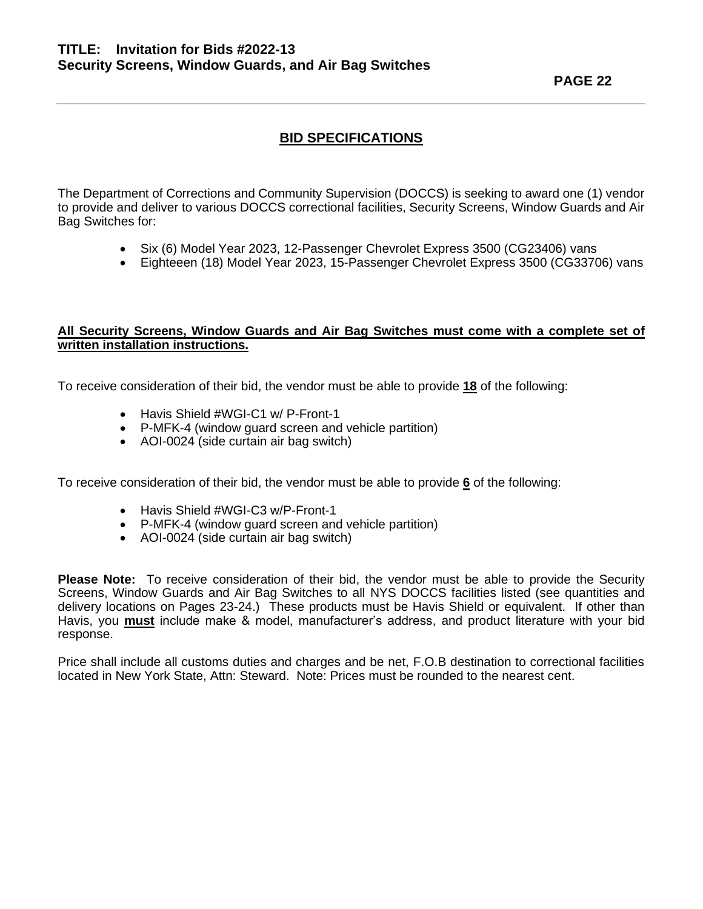## BID SPECIFICATIONS

The Department of Corrections and Community Supervision (DOCCS) is seeking to award one (1) vendor to provide and deliver to various DOCCS correctional facilities, Security Screens, Window Guards and Air Bag Switches for:

- Six (6) Model Year 2023, 12-Passenger Chevrolet Express 3500 (CG23406) vans
- Eighteeen (18) Model Year 2023, 15-Passenger Chevrolet Express 3500 (CG33706) vans

**All Security Screens, Window Guards and Air Bag Switches must come with a complete set of written installation instructions.**

To receive consideration of their bid, the vendor must be able to provide **18** of the following:

- Havis Shield #WGI-C1 w/ P-Front-1
- P-MFK-4 (window guard screen and vehicle partition)
- AOI-0024 (side curtain air bag switch)

To receive consideration of their bid, the vendor must be able to provide **6** of the following:

- Havis Shield #WGI-C3 w/P-Front-1
- P-MFK-4 (window guard screen and vehicle partition)
- AOI-0024 (side curtain air bag switch)

**Please Note:** To receive consideration of their bid, the vendor must be able to provide the Security Screens, Window Guards and Air Bag Switches to all NYS DOCCS facilities listed (see quantities and delivery locations on Pages 23-24.) These products must be Havis Shield or equivalent. If other than Havis, you **must** include make & model, manufacturer's address, and product literature with your bid response.

Price shall include all customs duties and charges and be net, F.O.B destination to correctional facilities located in New York State, Attn: Steward. Note: Prices must be rounded to the nearest cent.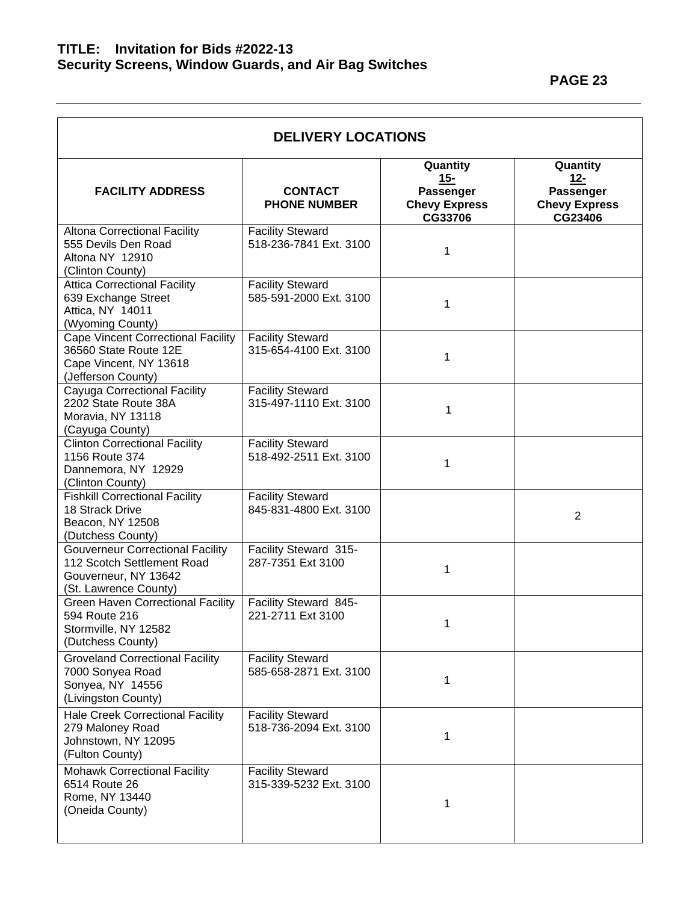## DELIVERY LOCATIONS

| FACILITY ADDRESS | CONTACT PHONE NUMBER | Quantity 15- Passenger Chevy Express CG33706 | Quantity 12- Passenger Chevy Express CG23406 |
|---|---|---|---|
| Altona Correctional Facility<br>555 Devils Den Road<br>Altona NY 12910<br>(Clinton County) | Facility Steward<br>518-236-7841 Ext. 3100 | 1 | |
| Attica Correctional Facility<br>639 Exchange Street<br>Attica, NY 14011<br>(Wyoming County) | Facility Steward<br>585-591-2000 Ext. 3100 | 1 | |
| Cape Vincent Correctional Facility<br>36560 State Route 12E<br>Cape Vincent, NY 13618<br>(Jefferson County) | Facility Steward<br>315-654-4100 Ext. 3100 | 1 | |
| Cayuga Correctional Facility<br>2202 State Route 38A<br>Moravia, NY 13118<br>(Cayuga County) | Facility Steward<br>315-497-1110 Ext. 3100 | 1 | |
| Clinton Correctional Facility<br>1156 Route 374<br>Dannemora, NY 12929<br>(Clinton County) | Facility Steward<br>518-492-2511 Ext. 3100 | 1 | |
| Fishkill Correctional Facility<br>18 Strack Drive<br>Beacon, NY 12508<br>(Dutchess County) | Facility Steward<br>845-831-4800 Ext. 3100 | | 2 |
| Gouverneur Correctional Facility<br>112 Scotch Settlement Road<br>Gouverneur, NY 13642<br>(St. Lawrence County) | Facility Steward 315-287-7351 Ext 3100 | 1 | |
| Green Haven Correctional Facility<br>594 Route 216<br>Stormville, NY 12582<br>(Dutchess County) | Facility Steward 845-221-2711 Ext 3100 | 1 | |
| Groveland Correctional Facility<br>7000 Sonyea Road<br>Sonyea, NY 14556<br>(Livingston County) | Facility Steward<br>585-658-2871 Ext. 3100 | 1 | |
| Hale Creek Correctional Facility<br>279 Maloney Road<br>Johnstown, NY 12095<br>(Fulton County) | Facility Steward<br>518-736-2094 Ext. 3100 | 1 | |
| Mohawk Correctional Facility<br>6514 Route 26<br>Rome, NY 13440<br>(Oneida County) | Facility Steward<br>315-339-5232 Ext. 3100 | 1 | |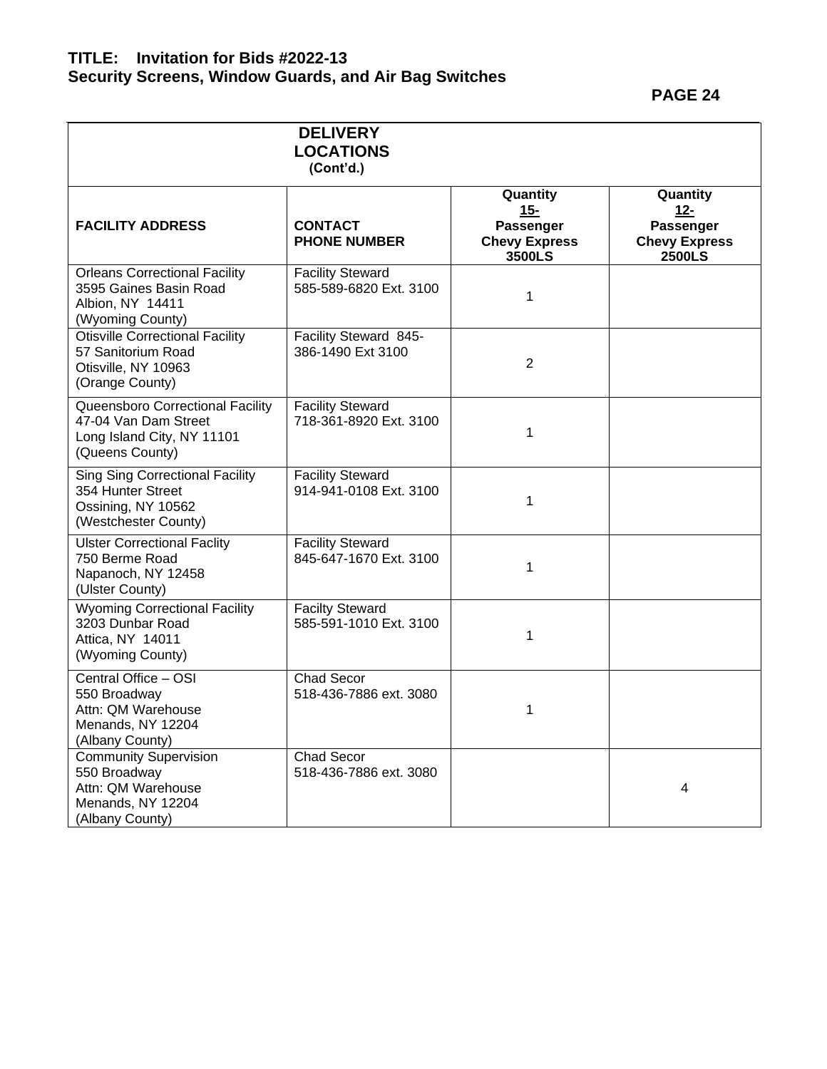| DELIVERY LOCATIONS (Cont'd.) | | | |
|---|---|---|---|
| **FACILITY ADDRESS** | **CONTACT PHONE NUMBER** | **Quantity 15- Passenger Chevy Express 3500LS** | **Quantity 12- Passenger Chevy Express 2500LS** |
| Orleans Correctional Facility<br>3595 Gaines Basin Road<br>Albion, NY 14411<br>(Wyoming County) | Facility Steward<br>585-589-6820 Ext. 3100 | 1 | |
| Otisville Correctional Facility<br>57 Sanitorium Road<br>Otisville, NY 10963<br>(Orange County) | Facility Steward 845-386-1490 Ext 3100 | 2 | |
| Queensboro Correctional Facility<br>47-04 Van Dam Street<br>Long Island City, NY 11101<br>(Queens County) | Facility Steward<br>718-361-8920 Ext. 3100 | 1 | |
| Sing Sing Correctional Facility<br>354 Hunter Street<br>Ossining, NY 10562<br>(Westchester County) | Facility Steward<br>914-941-0108 Ext. 3100 | 1 | |
| Ulster Correctional Faclity<br>750 Berme Road<br>Napanoch, NY 12458<br>(Ulster County) | Facility Steward<br>845-647-1670 Ext. 3100 | 1 | |
| Wyoming Correctional Facility<br>3203 Dunbar Road<br>Attica, NY 14011<br>(Wyoming County) | Facilty Steward<br>585-591-1010 Ext. 3100 | 1 | |
| Central Office – OSI<br>550 Broadway<br>Attn: QM Warehouse<br>Menands, NY 12204<br>(Albany County) | Chad Secor<br>518-436-7886 ext. 3080 | 1 | |
| Community Supervision<br>550 Broadway<br>Attn: QM Warehouse<br>Menands, NY 12204<br>(Albany County) | Chad Secor<br>518-436-7886 ext. 3080 | | 4 |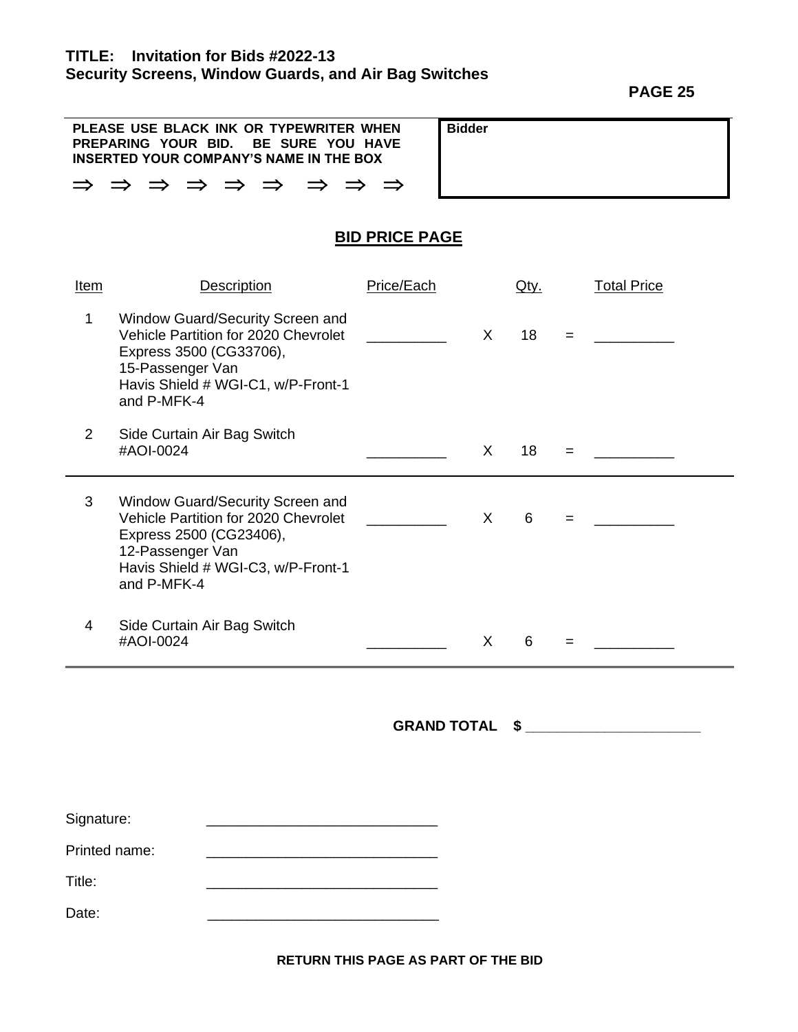**TITLE: Invitation for Bids #2022-13**
**Security Screens, Window Guards, and Air Bag Switches**

**PLEASE USE BLACK INK OR TYPEWRITER WHEN PREPARING YOUR BID. BE SURE YOU HAVE INSERTED YOUR COMPANY'S NAME IN THE BOX**

⇒ ⇒ ⇒ ⇒ ⇒ ⇒ ⇒ ⇒ ⇒

| **Bidder** |
|---|
| |

## BID PRICE PAGE

| Item | Description | Price/Each | | Qty. | | Total Price |
|---|---|---|---|---|---|---|
| 1 | Window Guard/Security Screen and Vehicle Partition for 2020 Chevrolet Express 3500 (CG33706), 15-Passenger Van Havis Shield # WGI-C1, w/P-Front-1 and P-MFK-4 | __________ | X | 18 | = | __________ |
| 2 | Side Curtain Air Bag Switch #AOI-0024 | __________ | X | 18 | = | __________ |
| 3 | Window Guard/Security Screen and Vehicle Partition for 2020 Chevrolet Express 2500 (CG23406), 12-Passenger Van Havis Shield # WGI-C3, w/P-Front-1 and P-MFK-4 | __________ | X | 6 | = | __________ |
| 4 | Side Curtain Air Bag Switch #AOI-0024 | __________ | X | 6 | = | __________ |

**GRAND TOTAL $ ______________________**

Signature: ____________________________

Printed name: ____________________________

Title: ____________________________

Date: ____________________________

**RETURN THIS PAGE AS PART OF THE BID**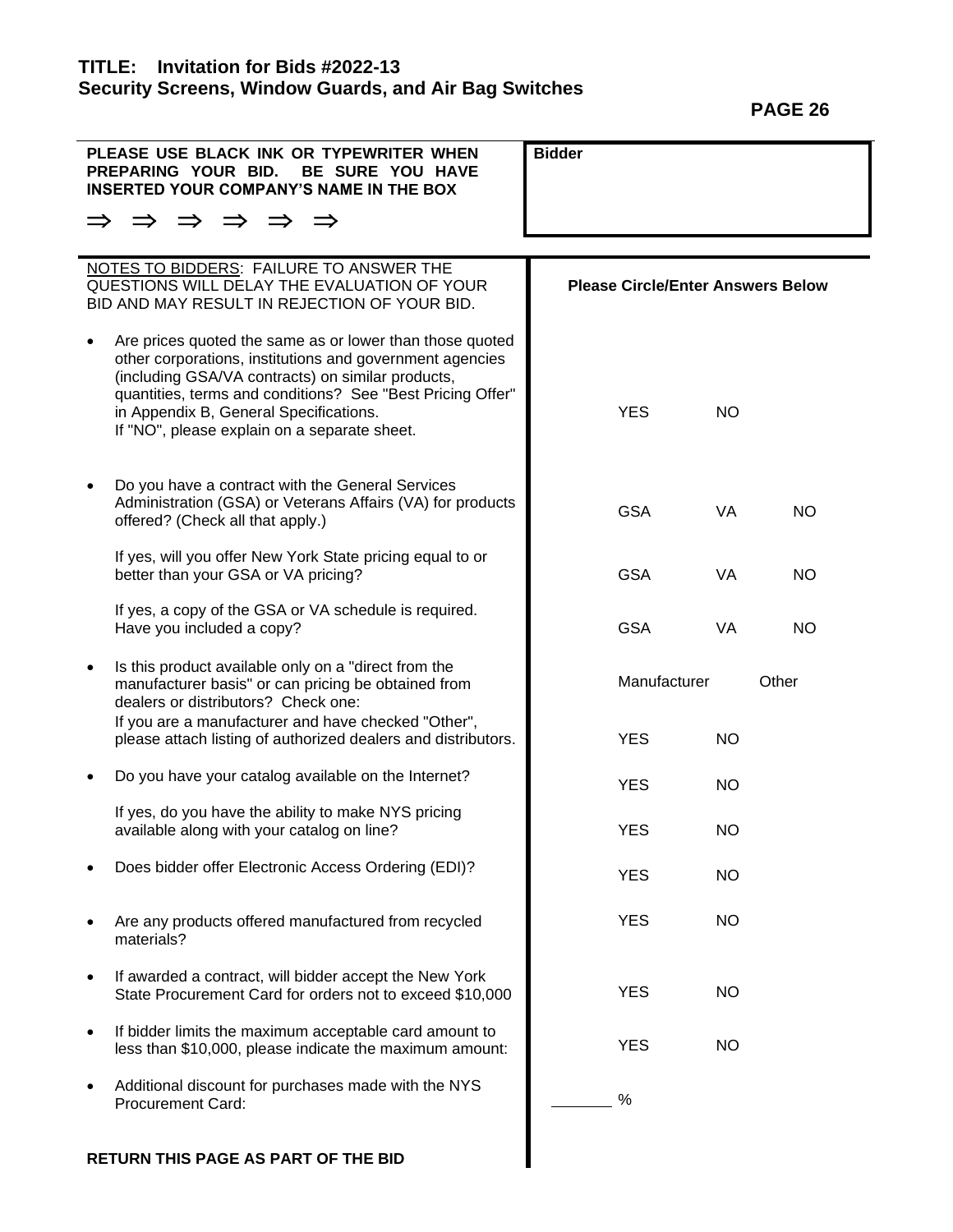**TITLE: Invitation for Bids #2022-13**
**Security Screens, Window Guards, and Air Bag Switches**

| **PLEASE USE BLACK INK OR TYPEWRITER WHEN PREPARING YOUR BID. BE SURE YOU HAVE INSERTED YOUR COMPANY'S NAME IN THE BOX** ⇒ ⇒ ⇒ ⇒ ⇒ ⇒ | **Bidder** |
|---|---|

| NOTES TO BIDDERS: FAILURE TO ANSWER THE QUESTIONS WILL DELAY THE EVALUATION OF YOUR BID AND MAY RESULT IN REJECTION OF YOUR BID. | **Please Circle/Enter Answers Below** | | |
|---|---|---|---|
| • Are prices quoted the same as or lower than those quoted other corporations, institutions and government agencies (including GSA/VA contracts) on similar products, quantities, terms and conditions? See "Best Pricing Offer" in Appendix B, General Specifications. If "NO", please explain on a separate sheet. | YES | NO | |
| • Do you have a contract with the General Services Administration (GSA) or Veterans Affairs (VA) for products offered? (Check all that apply.) | GSA | VA | NO |
| If yes, will you offer New York State pricing equal to or better than your GSA or VA pricing? | GSA | VA | NO |
| If yes, a copy of the GSA or VA schedule is required. Have you included a copy? | GSA | VA | NO |
| • Is this product available only on a "direct from the manufacturer basis" or can pricing be obtained from dealers or distributors? Check one: | Manufacturer | Other | |
| If you are a manufacturer and have checked "Other", please attach listing of authorized dealers and distributors. | YES | NO | |
| • Do you have your catalog available on the Internet? | YES | NO | |
| If yes, do you have the ability to make NYS pricing available along with your catalog on line? | YES | NO | |
| • Does bidder offer Electronic Access Ordering (EDI)? | YES | NO | |
| • Are any products offered manufactured from recycled materials? | YES | NO | |
| • If awarded a contract, will bidder accept the New York State Procurement Card for orders not to exceed $10,000 | YES | NO | |
| • If bidder limits the maximum acceptable card amount to less than $10,000, please indicate the maximum amount: | YES | NO | |
| • Additional discount for purchases made with the NYS Procurement Card: | _______ % | | |

**RETURN THIS PAGE AS PART OF THE BID**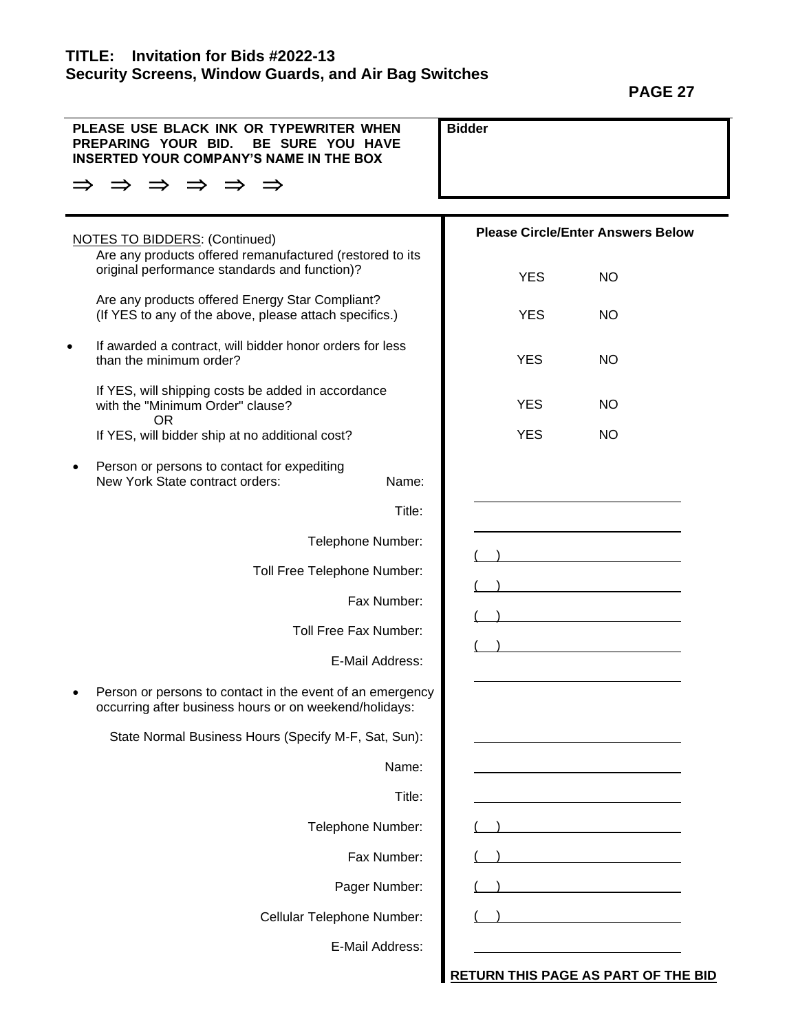**TITLE: Invitation for Bids #2022-13**
**Security Screens, Window Guards, and Air Bag Switches**

| **PLEASE USE BLACK INK OR TYPEWRITER WHEN PREPARING YOUR BID. BE SURE YOU HAVE INSERTED YOUR COMPANY'S NAME IN THE BOX** ⇒ ⇒ ⇒ ⇒ ⇒ ⇒ | **Bidder** |
|---|---|

| NOTES TO BIDDERS: (Continued) | **Please Circle/Enter Answers Below** |
|---|---|
| Are any products offered remanufactured (restored to its original performance standards and function)? | YES NO |
| Are any products offered Energy Star Compliant? (If YES to any of the above, please attach specifics.) | YES NO |
| • If awarded a contract, will bidder honor orders for less than the minimum order? | YES NO |
| If YES, will shipping costs be added in accordance with the "Minimum Order" clause? OR | YES NO |
| If YES, will bidder ship at no additional cost? | YES NO |
| • Person or persons to contact for expediting New York State contract orders: Name: | ______________________ |
| Title: | ______________________ |
| Telephone Number: | ( ) ______________________ |
| Toll Free Telephone Number: | ( ) ______________________ |
| Fax Number: | ( ) ______________________ |
| Toll Free Fax Number: | ( ) ______________________ |
| E-Mail Address: | ______________________ |
| • Person or persons to contact in the event of an emergency occurring after business hours or on weekend/holidays: | |
| State Normal Business Hours (Specify M-F, Sat, Sun): | ______________________ |
| Name: | ______________________ |
| Title: | ______________________ |
| Telephone Number: | ( ) ______________________ |
| Fax Number: | ( ) ______________________ |
| Pager Number: | ( ) ______________________ |
| Cellular Telephone Number: | ( ) ______________________ |
| E-Mail Address: | ______________________ |

**RETURN THIS PAGE AS PART OF THE BID**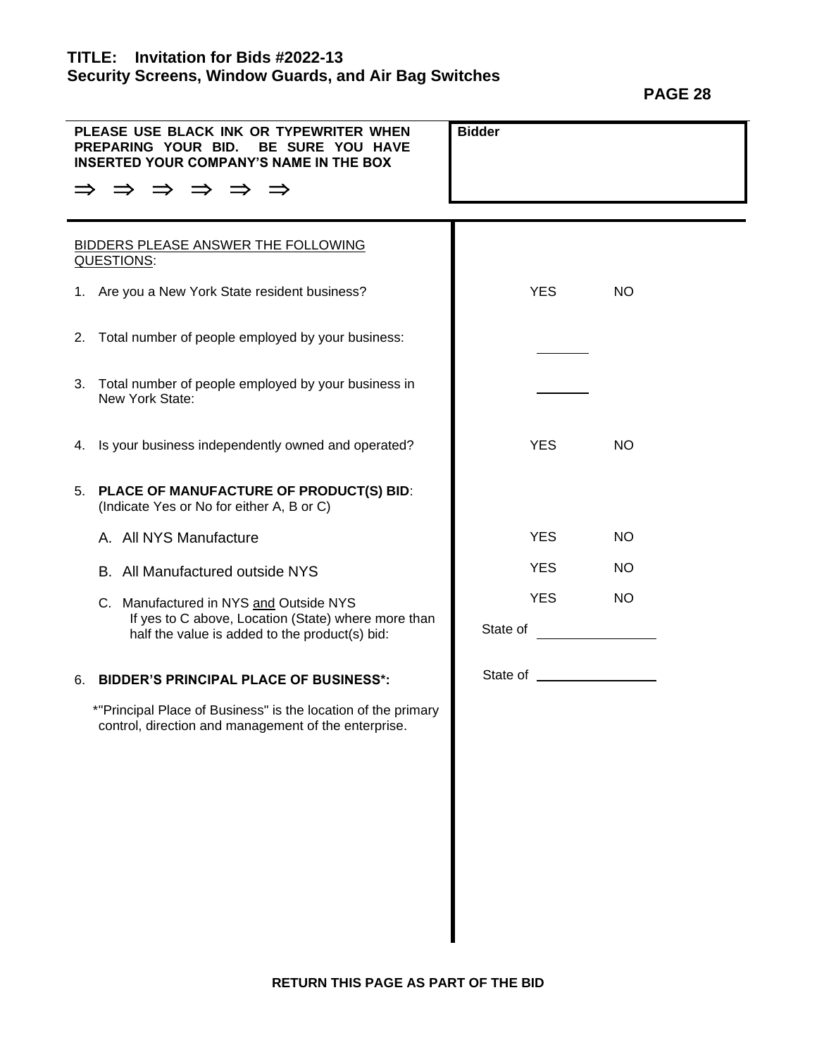**TITLE: Invitation for Bids #2022-13**
**Security Screens, Window Guards, and Air Bag Switches**

| **PLEASE USE BLACK INK OR TYPEWRITER WHEN PREPARING YOUR BID. BE SURE YOU HAVE INSERTED YOUR COMPANY'S NAME IN THE BOX** ⇒ ⇒ ⇒ ⇒ ⇒ ⇒ | **Bidder** |
|---|---|

BIDDERS PLEASE ANSWER THE FOLLOWING QUESTIONS:

| | | |
|---|---|---|
| 1. Are you a New York State resident business? | YES | NO |
| 2. Total number of people employed by your business: | _______ | |
| 3. Total number of people employed by your business in New York State: | _______ | |
| 4. Is your business independently owned and operated? | YES | NO |
| 5. **PLACE OF MANUFACTURE OF PRODUCT(S) BID**: (Indicate Yes or No for either A, B or C) | | |
| A. All NYS Manufacture | YES | NO |
| B. All Manufactured outside NYS | YES | NO |
| C. Manufactured in NYS and Outside NYS | YES | NO |
| If yes to C above, Location (State) where more than half the value is added to the product(s) bid: | State of _______________ | |
| 6. **BIDDER'S PRINCIPAL PLACE OF BUSINESS***: | State of _______________ | |

*"Principal Place of Business" is the location of the primary control, direction and management of the enterprise.

**RETURN THIS PAGE AS PART OF THE BID**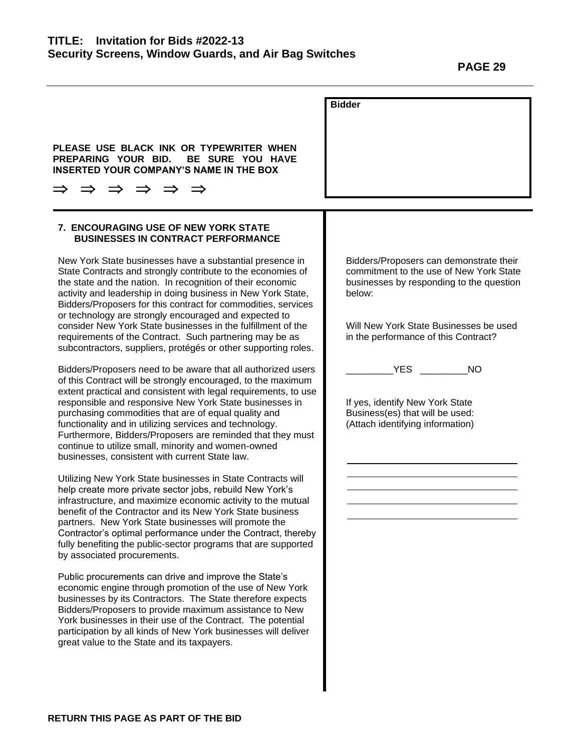**PLEASE USE BLACK INK OR TYPEWRITER WHEN PREPARING YOUR BID. BE SURE YOU HAVE INSERTED YOUR COMPANY'S NAME IN THE BOX**

⇒ ⇒ ⇒ ⇒ ⇒ ⇒

**Bidder**

### 7. ENCOURAGING USE OF NEW YORK STATE BUSINESSES IN CONTRACT PERFORMANCE

New York State businesses have a substantial presence in State Contracts and strongly contribute to the economies of the state and the nation. In recognition of their economic activity and leadership in doing business in New York State, Bidders/Proposers for this contract for commodities, services or technology are strongly encouraged and expected to consider New York State businesses in the fulfillment of the requirements of the Contract. Such partnering may be as subcontractors, suppliers, protégés or other supporting roles.

Bidders/Proposers need to be aware that all authorized users of this Contract will be strongly encouraged, to the maximum extent practical and consistent with legal requirements, to use responsible and responsive New York State businesses in purchasing commodities that are of equal quality and functionality and in utilizing services and technology. Furthermore, Bidders/Proposers are reminded that they must continue to utilize small, minority and women-owned businesses, consistent with current State law.

Utilizing New York State businesses in State Contracts will help create more private sector jobs, rebuild New York's infrastructure, and maximize economic activity to the mutual benefit of the Contractor and its New York State business partners. New York State businesses will promote the Contractor's optimal performance under the Contract, thereby fully benefiting the public-sector programs that are supported by associated procurements.

Public procurements can drive and improve the State's economic engine through promotion of the use of New York businesses by its Contractors. The State therefore expects Bidders/Proposers to provide maximum assistance to New York businesses in their use of the Contract. The potential participation by all kinds of New York businesses will deliver great value to the State and its taxpayers.

Bidders/Proposers can demonstrate their commitment to the use of New York State businesses by responding to the question below:

Will New York State Businesses be used in the performance of this Contract?

_________YES _________NO

If yes, identify New York State Business(es) that will be used: (Attach identifying information)

\_\_\_\_\_\_\_\_\_\_\_\_\_\_\_\_\_\_\_\_\_\_\_\_\_\_\_\_\_\_

\_\_\_\_\_\_\_\_\_\_\_\_\_\_\_\_\_\_\_\_\_\_\_\_\_\_\_\_\_\_

\_\_\_\_\_\_\_\_\_\_\_\_\_\_\_\_\_\_\_\_\_\_\_\_\_\_\_\_\_\_

\_\_\_\_\_\_\_\_\_\_\_\_\_\_\_\_\_\_\_\_\_\_\_\_\_\_\_\_\_\_

\_\_\_\_\_\_\_\_\_\_\_\_\_\_\_\_\_\_\_\_\_\_\_\_\_\_\_\_\_\_

**RETURN THIS PAGE AS PART OF THE BID**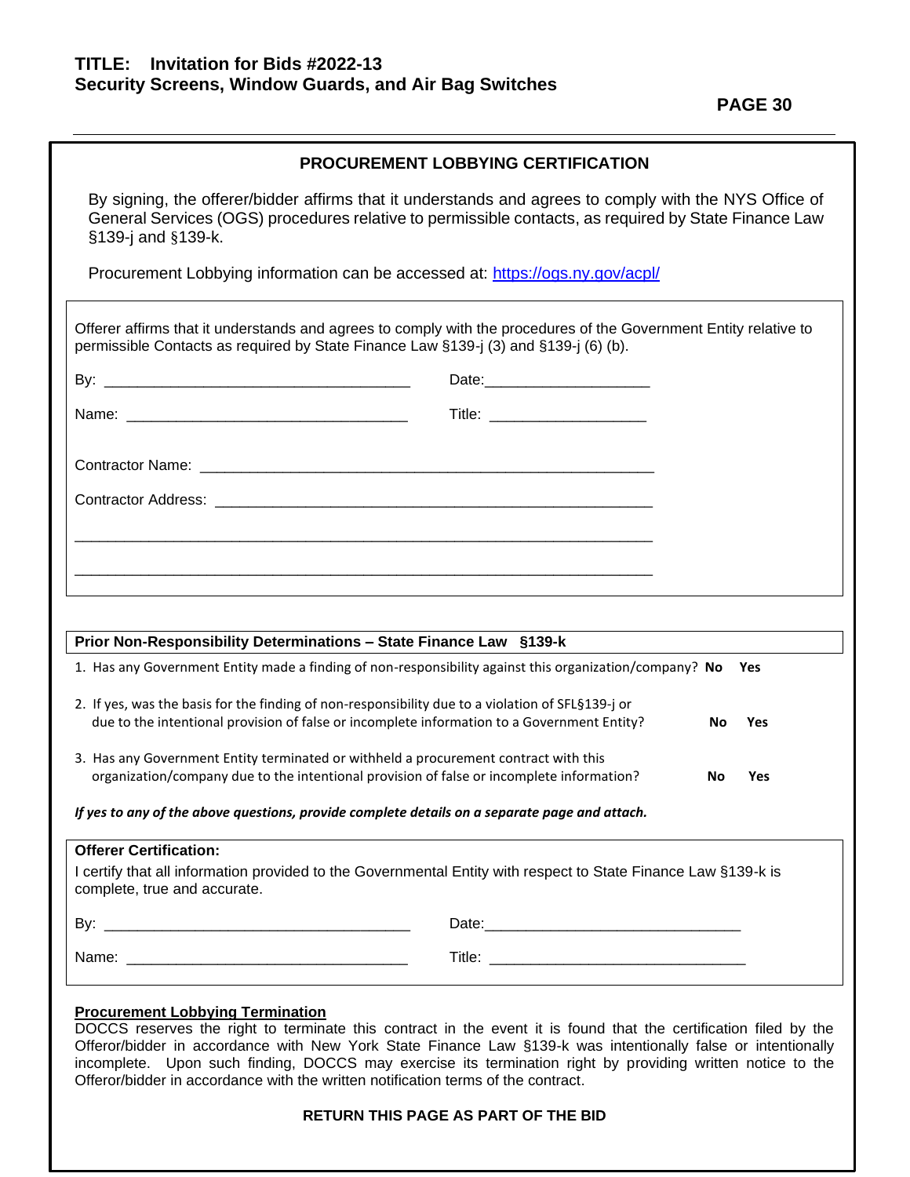**TITLE: Invitation for Bids #2022-13**
**Security Screens, Window Guards, and Air Bag Switches**

## PROCUREMENT LOBBYING CERTIFICATION

By signing, the offerer/bidder affirms that it understands and agrees to comply with the NYS Office of General Services (OGS) procedures relative to permissible contacts, as required by State Finance Law §139-j and §139-k.

Procurement Lobbying information can be accessed at: https://ogs.ny.gov/acpl/

Offerer affirms that it understands and agrees to comply with the procedures of the Government Entity relative to permissible Contacts as required by State Finance Law §139-j (3) and §139-j (6) (b).

By: _____________________________________ Date:____________________

Name: __________________________________ Title: ___________________

Contractor Name: _______________________________________________________

Contractor Address: _____________________________________________________

________________________________________________________________________

________________________________________________________________________

**Prior Non-Responsibility Determinations – State Finance Law §139-k**

1. Has any Government Entity made a finding of non-responsibility against this organization/company? **No** **Yes**

2. If yes, was the basis for the finding of non-responsibility due to a violation of SFL§139-j or due to the intentional provision of false or incomplete information to a Government Entity? **No** **Yes**

3. Has any Government Entity terminated or withheld a procurement contract with this organization/company due to the intentional provision of false or incomplete information? **No** **Yes**

***If yes to any of the above questions, provide complete details on a separate page and attach.***

**Offerer Certification:**

I certify that all information provided to the Governmental Entity with respect to State Finance Law §139-k is complete, true and accurate.

By: _____________________________________ Date:_______________________________

Name: __________________________________ Title: _______________________________

**Procurement Lobbying Termination**

DOCCS reserves the right to terminate this contract in the event it is found that the certification filed by the Offeror/bidder in accordance with New York State Finance Law §139-k was intentionally false or intentionally incomplete. Upon such finding, DOCCS may exercise its termination right by providing written notice to the Offeror/bidder in accordance with the written notification terms of the contract.

**RETURN THIS PAGE AS PART OF THE BID**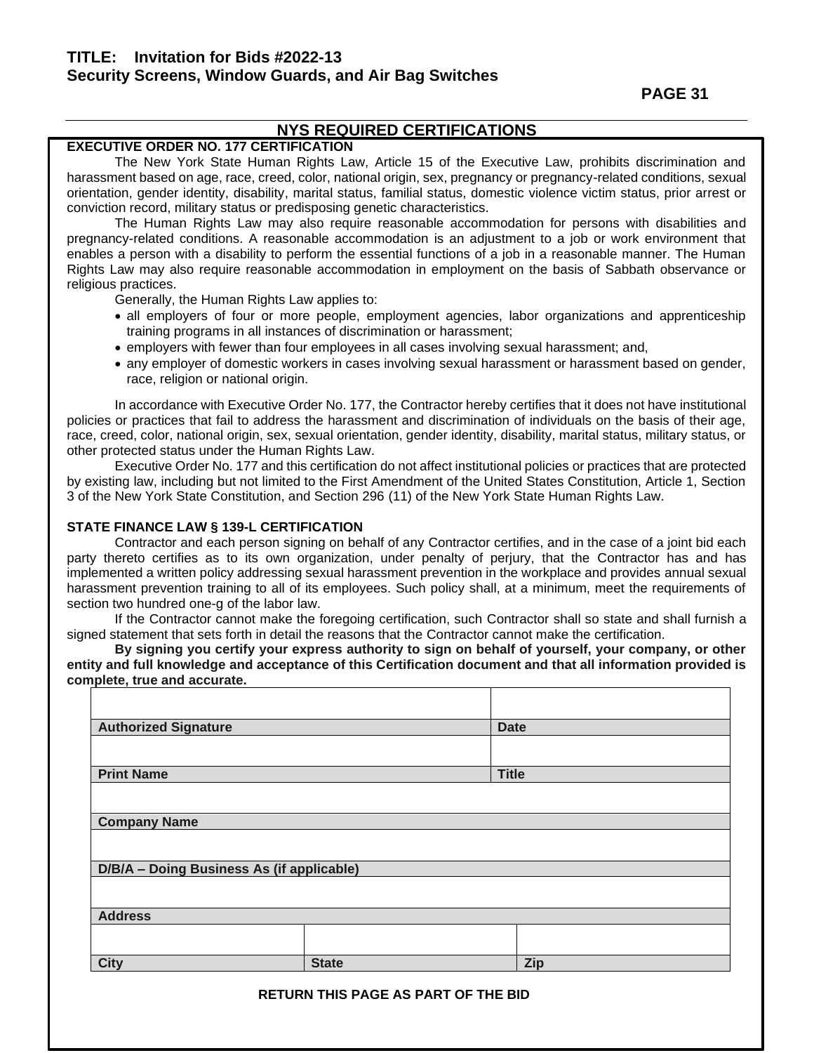## NYS REQUIRED CERTIFICATIONS

**EXECUTIVE ORDER NO. 177 CERTIFICATION**

The New York State Human Rights Law, Article 15 of the Executive Law, prohibits discrimination and harassment based on age, race, creed, color, national origin, sex, pregnancy or pregnancy-related conditions, sexual orientation, gender identity, disability, marital status, familial status, domestic violence victim status, prior arrest or conviction record, military status or predisposing genetic characteristics.

The Human Rights Law may also require reasonable accommodation for persons with disabilities and pregnancy-related conditions. A reasonable accommodation is an adjustment to a job or work environment that enables a person with a disability to perform the essential functions of a job in a reasonable manner. The Human Rights Law may also require reasonable accommodation in employment on the basis of Sabbath observance or religious practices.

Generally, the Human Rights Law applies to:

- all employers of four or more people, employment agencies, labor organizations and apprenticeship training programs in all instances of discrimination or harassment;
- employers with fewer than four employees in all cases involving sexual harassment; and,
- any employer of domestic workers in cases involving sexual harassment or harassment based on gender, race, religion or national origin.

In accordance with Executive Order No. 177, the Contractor hereby certifies that it does not have institutional policies or practices that fail to address the harassment and discrimination of individuals on the basis of their age, race, creed, color, national origin, sex, sexual orientation, gender identity, disability, marital status, military status, or other protected status under the Human Rights Law.

Executive Order No. 177 and this certification do not affect institutional policies or practices that are protected by existing law, including but not limited to the First Amendment of the United States Constitution, Article 1, Section 3 of the New York State Constitution, and Section 296 (11) of the New York State Human Rights Law.

**STATE FINANCE LAW § 139-L CERTIFICATION**

Contractor and each person signing on behalf of any Contractor certifies, and in the case of a joint bid each party thereto certifies as to its own organization, under penalty of perjury, that the Contractor has and has implemented a written policy addressing sexual harassment prevention in the workplace and provides annual sexual harassment prevention training to all of its employees. Such policy shall, at a minimum, meet the requirements of section two hundred one-g of the labor law.

If the Contractor cannot make the foregoing certification, such Contractor shall so state and shall furnish a signed statement that sets forth in detail the reasons that the Contractor cannot make the certification.

**By signing you certify your express authority to sign on behalf of yourself, your company, or other entity and full knowledge and acceptance of this Certification document and that all information provided is complete, true and accurate.**

| | | |
|---|---|---|
| **Authorized Signature** | | **Date** |
| | | |
| **Print Name** | | **Title** |
| | | |
| **Company Name** | | |
| | | |
| **D/B/A – Doing Business As (if applicable)** | | |
| | | |
| **Address** | | |
| | | |
| **City** | **State** | **Zip** |

**RETURN THIS PAGE AS PART OF THE BID**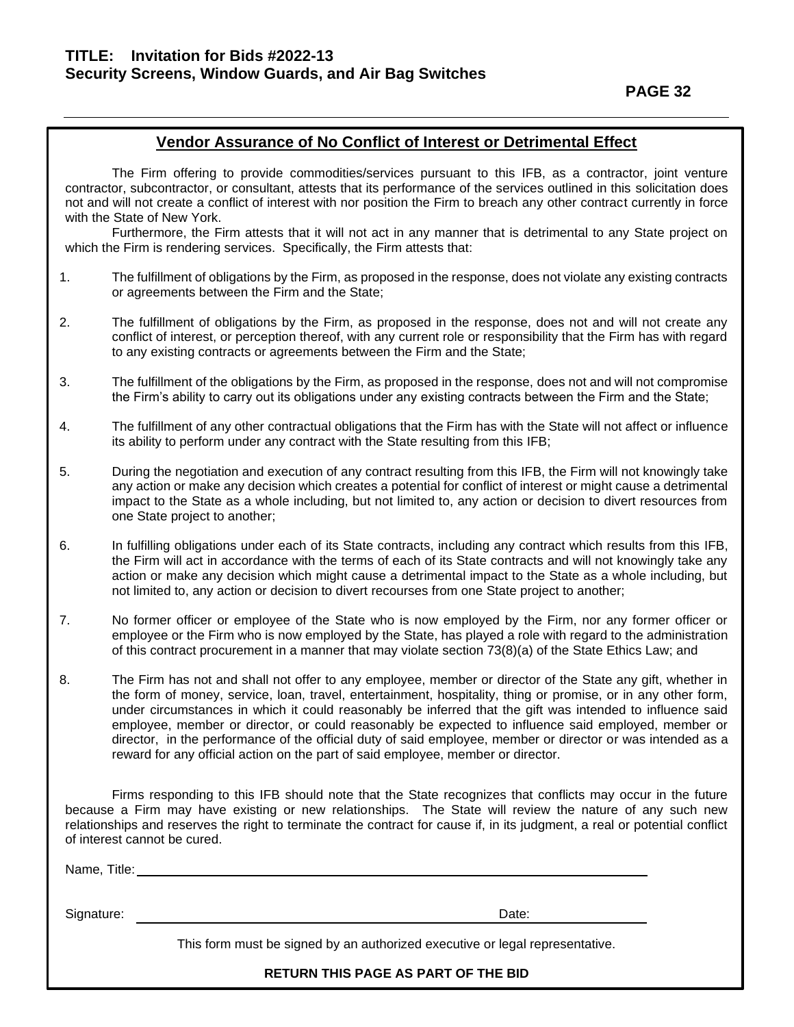## Vendor Assurance of No Conflict of Interest or Detrimental Effect

The Firm offering to provide commodities/services pursuant to this IFB, as a contractor, joint venture contractor, subcontractor, or consultant, attests that its performance of the services outlined in this solicitation does not and will not create a conflict of interest with nor position the Firm to breach any other contract currently in force with the State of New York.

Furthermore, the Firm attests that it will not act in any manner that is detrimental to any State project on which the Firm is rendering services. Specifically, the Firm attests that:

1. The fulfillment of obligations by the Firm, as proposed in the response, does not violate any existing contracts or agreements between the Firm and the State;

2. The fulfillment of obligations by the Firm, as proposed in the response, does not and will not create any conflict of interest, or perception thereof, with any current role or responsibility that the Firm has with regard to any existing contracts or agreements between the Firm and the State;

3. The fulfillment of the obligations by the Firm, as proposed in the response, does not and will not compromise the Firm's ability to carry out its obligations under any existing contracts between the Firm and the State;

4. The fulfillment of any other contractual obligations that the Firm has with the State will not affect or influence its ability to perform under any contract with the State resulting from this IFB;

5. During the negotiation and execution of any contract resulting from this IFB, the Firm will not knowingly take any action or make any decision which creates a potential for conflict of interest or might cause a detrimental impact to the State as a whole including, but not limited to, any action or decision to divert resources from one State project to another;

6. In fulfilling obligations under each of its State contracts, including any contract which results from this IFB, the Firm will act in accordance with the terms of each of its State contracts and will not knowingly take any action or make any decision which might cause a detrimental impact to the State as a whole including, but not limited to, any action or decision to divert recourses from one State project to another;

7. No former officer or employee of the State who is now employed by the Firm, nor any former officer or employee or the Firm who is now employed by the State, has played a role with regard to the administration of this contract procurement in a manner that may violate section 73(8)(a) of the State Ethics Law; and

8. The Firm has not and shall not offer to any employee, member or director of the State any gift, whether in the form of money, service, loan, travel, entertainment, hospitality, thing or promise, or in any other form, under circumstances in which it could reasonably be inferred that the gift was intended to influence said employee, member or director, or could reasonably be expected to influence said employed, member or director, in the performance of the official duty of said employee, member or director or was intended as a reward for any official action on the part of said employee, member or director.

Firms responding to this IFB should note that the State recognizes that conflicts may occur in the future because a Firm may have existing or new relationships. The State will review the nature of any such new relationships and reserves the right to terminate the contract for cause if, in its judgment, a real or potential conflict of interest cannot be cured.

Name, Title: ______________________________________________

Signature: ______________________________ Date: ______________

This form must be signed by an authorized executive or legal representative.

**RETURN THIS PAGE AS PART OF THE BID**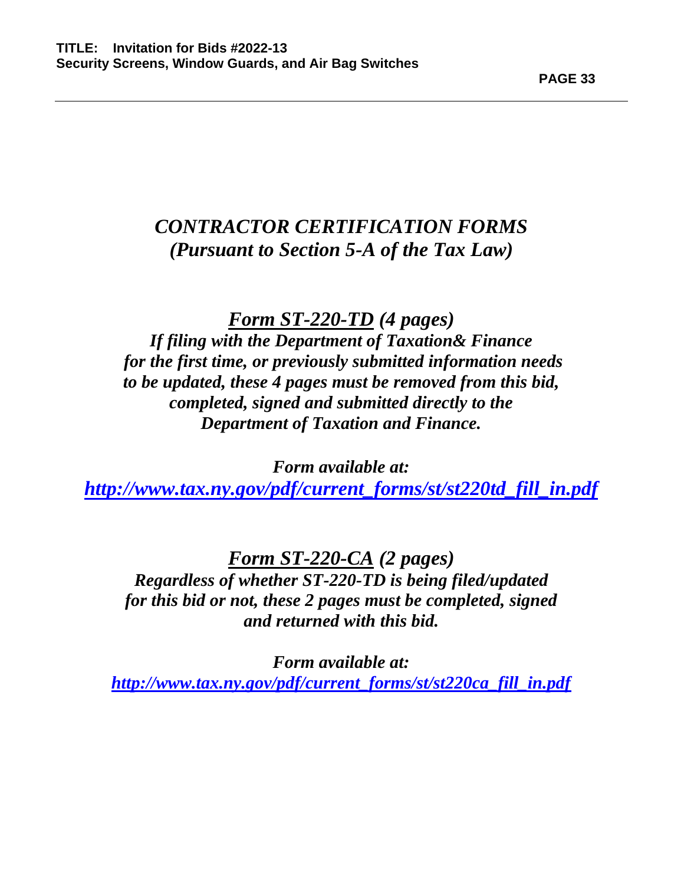# *CONTRACTOR CERTIFICATION FORMS*
## *(Pursuant to Section 5-A of the Tax Law)*

***Form ST-220-TD** (4 pages)*

***If filing with the Department of Taxation& Finance for the first time, or previously submitted information needs to be updated, these 4 pages must be removed from this bid, completed, signed and submitted directly to the Department of Taxation and Finance.***

***Form available at:***

***http://www.tax.ny.gov/pdf/current_forms/st/st220td_fill_in.pdf***

***Form ST-220-CA** (2 pages)*

***Regardless of whether ST-220-TD is being filed/updated for this bid or not, these 2 pages must be completed, signed and returned with this bid.***

***Form available at:***

***http://www.tax.ny.gov/pdf/current_forms/st/st220ca_fill_in.pdf***